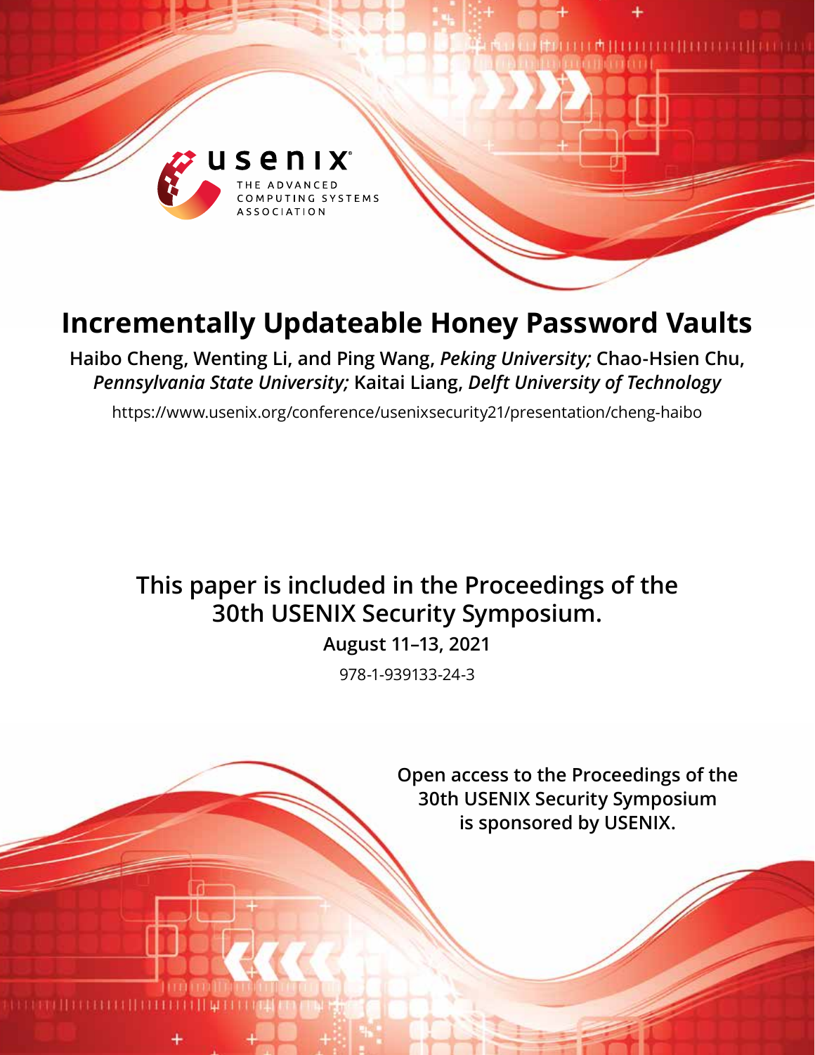# Incrementally Updateable Honey Password Vaults

**Haibo Cheng, Wenting Li, and Ping Wang,** ***Peking University;*** **Chao-Hsien Chu,** ***Pennsylvania State University;*** **Kaitai Liang,** ***Delft University of Technology***

https://www.usenix.org/conference/usenixsecurity21/presentation/cheng-haibo

**This paper is included in the Proceedings of the 30th USENIX Security Symposium.**

**August 11–13, 2021**

978-1-939133-24-3

**Open access to the Proceedings of the 30th USENIX Security Symposium is sponsored by USENIX.**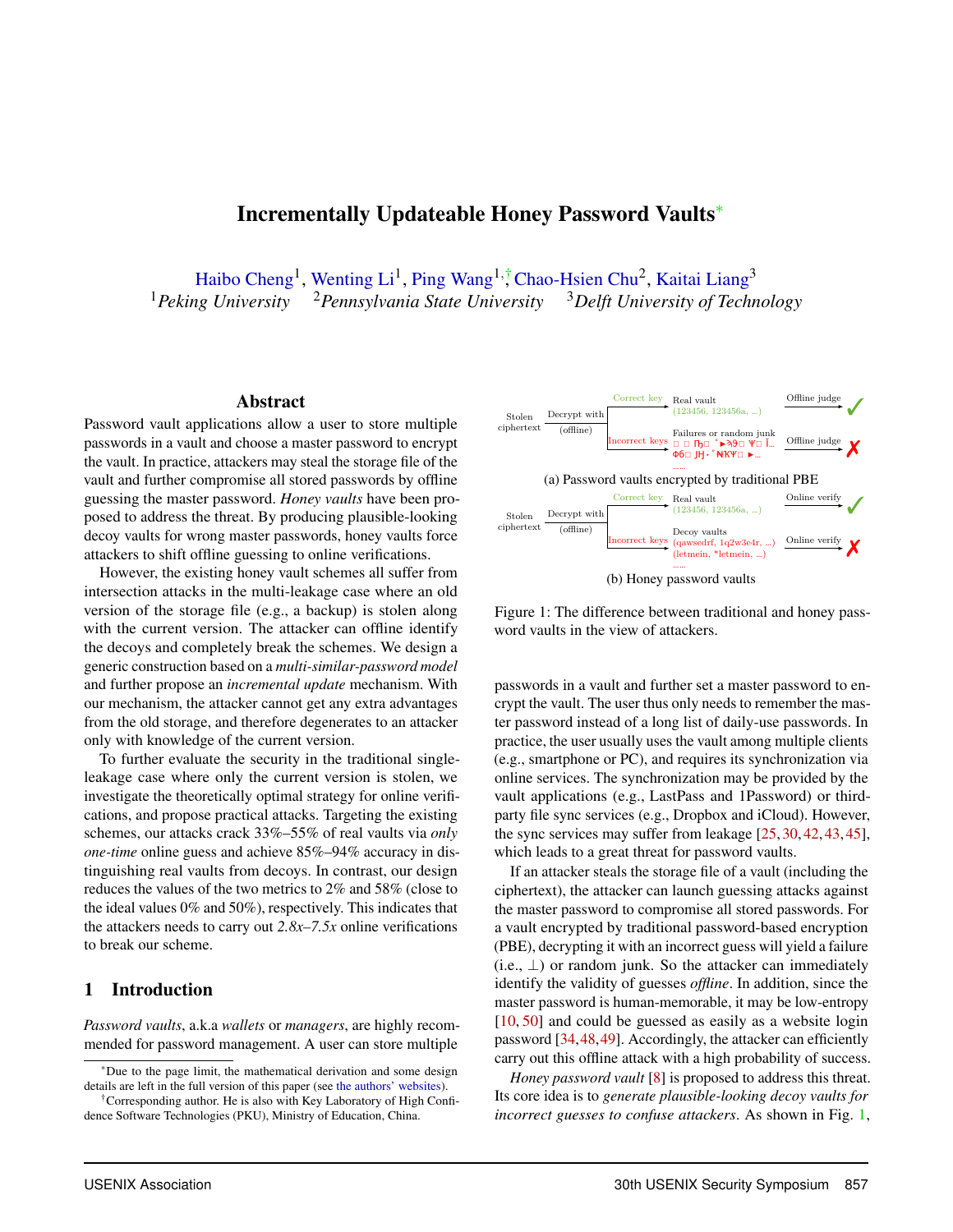# Incrementally Updateable Honey Password Vaults*

Haibo Cheng[1], Wenting Li[1], Ping Wang[1,†], Chao-Hsien Chu[2], Kaitai Liang[3]

[1]*Peking University* [2]*Pennsylvania State University* [3]*Delft University of Technology*

## Abstract

Password vault applications allow a user to store multiple passwords in a vault and choose a master password to encrypt the vault. In practice, attackers may steal the storage file of the vault and further compromise all stored passwords by offline guessing the master password. *Honey vaults* have been proposed to address the threat. By producing plausible-looking decoy vaults for wrong master passwords, honey vaults force attackers to shift offline guessing to online verifications.

However, the existing honey vault schemes all suffer from intersection attacks in the multi-leakage case where an old version of the storage file (e.g., a backup) is stolen along with the current version. The attacker can offline identify the decoys and completely break the schemes. We design a generic construction based on a *multi-similar-password model* and further propose an *incremental update* mechanism. With our mechanism, the attacker cannot get any extra advantages from the old storage, and therefore degenerates to an attacker only with knowledge of the current version.

To further evaluate the security in the traditional single-leakage case where only the current version is stolen, we investigate the theoretically optimal strategy for online verifications, and propose practical attacks. Targeting the existing schemes, our attacks crack 33%–55% of real vaults via *only one-time* online guess and achieve 85%–94% accuracy in distinguishing real vaults from decoys. In contrast, our design reduces the values of the two metrics to 2% and 58% (close to the ideal values 0% and 50%), respectively. This indicates that the attackers needs to carry out *2.8x–7.5x* online verifications to break our scheme.

## 1 Introduction

*Password vaults*, a.k.a *wallets* or *managers*, are highly recommended for password management. A user can store multiple passwords in a vault and further set a master password to encrypt the vault. The user thus only needs to remember the master password instead of a long list of daily-use passwords. In practice, the user usually uses the vault among multiple clients (e.g., smartphone or PC), and requires its synchronization via online services. The synchronization may be provided by the vault applications (e.g., LastPass and 1Password) or third-party file sync services (e.g., Dropbox and iCloud). However, the sync services may suffer from leakage [25, 30, 42, 43, 45], which leads to a great threat for password vaults.

If an attacker steals the storage file of a vault (including the ciphertext), the attacker can launch guessing attacks against the master password to compromise all stored passwords. For a vault encrypted by traditional password-based encryption (PBE), decrypting it with an incorrect guess will yield a failure (i.e., $\perp$) or random junk. So the attacker can immediately identify the validity of guesses *offline*. In addition, since the master password is human-memorable, it may be low-entropy [10, 50] and could be guessed as easily as a website login password [34, 48, 49]. Accordingly, the attacker can efficiently carry out this offline attack with a high probability of success.

*Honey password vault* [8] is proposed to address this threat. Its core idea is to *generate plausible-looking decoy vaults for incorrect guesses to confuse attackers*. As shown in Fig. 1,

Figure 1: The difference between traditional and honey password vaults in the view of attackers.

*Due to the page limit, the mathematical derivation and some design details are left in the full version of this paper (see the authors' websites).

†Corresponding author. He is also with Key Laboratory of High Confidence Software Technologies (PKU), Ministry of Education, China.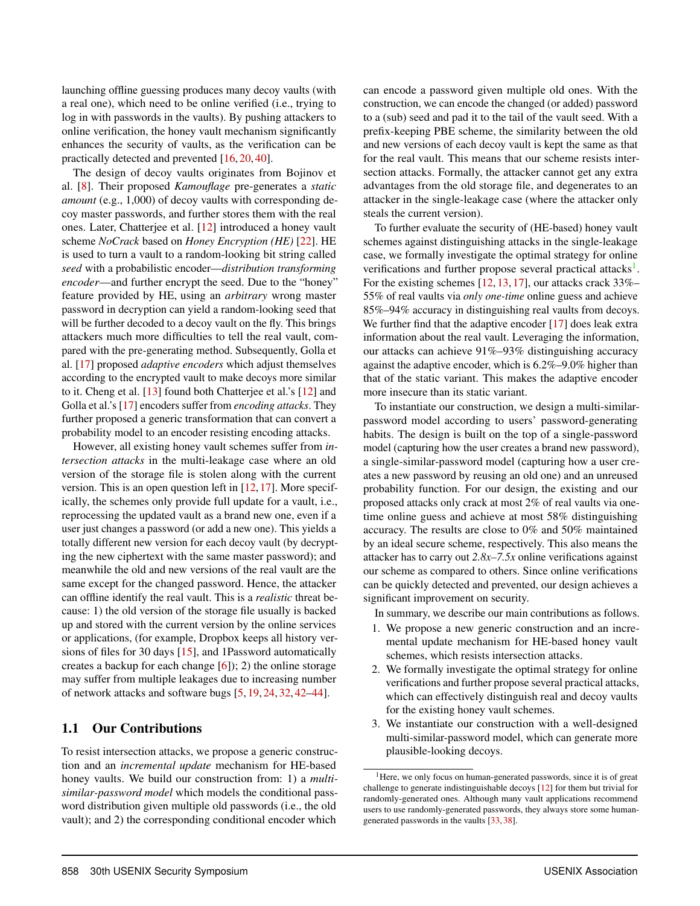launching offline guessing produces many decoy vaults (with a real one), which need to be online verified (i.e., trying to log in with passwords in the vaults). By pushing attackers to online verification, the honey vault mechanism significantly enhances the security of vaults, as the verification can be practically detected and prevented [16, 20, 40].

The design of decoy vaults originates from Bojinov et al. [8]. Their proposed *Kamouflage* pre-generates a *static amount* (e.g., 1,000) of decoy vaults with corresponding decoy master passwords, and further stores them with the real ones. Later, Chatterjee et al. [12] introduced a honey vault scheme *NoCrack* based on *Honey Encryption (HE)* [22]. HE is used to turn a vault to a random-looking bit string called *seed* with a probabilistic encoder—*distribution transforming encoder*—and further encrypt the seed. Due to the "honey" feature provided by HE, using an *arbitrary* wrong master password in decryption can yield a random-looking seed that will be further decoded to a decoy vault on the fly. This brings attackers much more difficulties to tell the real vault, compared with the pre-generating method. Subsequently, Golla et al. [17] proposed *adaptive encoders* which adjust themselves according to the encrypted vault to make decoys more similar to it. Cheng et al. [13] found both Chatterjee et al.'s [12] and Golla et al.'s [17] encoders suffer from *encoding attacks*. They further proposed a generic transformation that can convert a probability model to an encoder resisting encoding attacks.

However, all existing honey vault schemes suffer from *intersection attacks* in the multi-leakage case where an old version of the storage file is stolen along with the current version. This is an open question left in [12, 17]. More specifically, the schemes only provide full update for a vault, i.e., reprocessing the updated vault as a brand new one, even if a user just changes a password (or add a new one). This yields a totally different new version for each decoy vault (by decrypting the new ciphertext with the same master password); and meanwhile the old and new versions of the real vault are the same except for the changed password. Hence, the attacker can offline identify the real vault. This is a *realistic* threat because: 1) the old version of the storage file usually is backed up and stored with the current version by the online services or applications, (for example, Dropbox keeps all history versions of files for 30 days [15], and 1Password automatically creates a backup for each change [6]); 2) the online storage may suffer from multiple leakages due to increasing number of network attacks and software bugs [5, 19, 24, 32, 42–44].

## 1.1 Our Contributions

To resist intersection attacks, we propose a generic construction and an *incremental update* mechanism for HE-based honey vaults. We build our construction from: 1) a *multi-similar-password model* which models the conditional password distribution given multiple old passwords (i.e., the old vault); and 2) the corresponding conditional encoder which can encode a password given multiple old ones. With the construction, we can encode the changed (or added) password to a (sub) seed and pad it to the tail of the vault seed. With a prefix-keeping PBE scheme, the similarity between the old and new versions of each decoy vault is kept the same as that for the real vault. This means that our scheme resists intersection attacks. Formally, the attacker cannot get any extra advantages from the old storage file, and degenerates to an attacker in the single-leakage case (where the attacker only steals the current version).

To further evaluate the security of (HE-based) honey vault schemes against distinguishing attacks in the single-leakage case, we formally investigate the optimal strategy for online verifications and further propose several practical attacks[1]. For the existing schemes [12, 13, 17], our attacks crack 33%–55% of real vaults via *only one-time* online guess and achieve 85%–94% accuracy in distinguishing real vaults from decoys. We further find that the adaptive encoder [17] does leak extra information about the real vault. Leveraging the information, our attacks can achieve 91%–93% distinguishing accuracy against the adaptive encoder, which is 6.2%–9.0% higher than that of the static variant. This makes the adaptive encoder more insecure than its static variant.

To instantiate our construction, we design a multi-similar-password model according to users' password-generating habits. The design is built on the top of a single-password model (capturing how the user creates a brand new password), a single-similar-password model (capturing how a user creates a new password by reusing an old one) and an unreused probability function. For our design, the existing and our proposed attacks only crack at most 2% of real vaults via one-time online guess and achieve at most 58% distinguishing accuracy. The results are close to 0% and 50% maintained by an ideal secure scheme, respectively. This also means the attacker has to carry out *2.8x–7.5x* online verifications against our scheme as compared to others. Since online verifications can be quickly detected and prevented, our design achieves a significant improvement on security.

In summary, we describe our main contributions as follows.

1. We propose a new generic construction and an incremental update mechanism for HE-based honey vault schemes, which resists intersection attacks.
2. We formally investigate the optimal strategy for online verifications and further propose several practical attacks, which can effectively distinguish real and decoy vaults for the existing honey vault schemes.
3. We instantiate our construction with a well-designed multi-similar-password model, which can generate more plausible-looking decoys.

[1] Here, we only focus on human-generated passwords, since it is of great challenge to generate indistinguishable decoys [12] for them but trivial for randomly-generated ones. Although many vault applications recommend users to use randomly-generated passwords, they always store some human-generated passwords in the vaults [33, 38].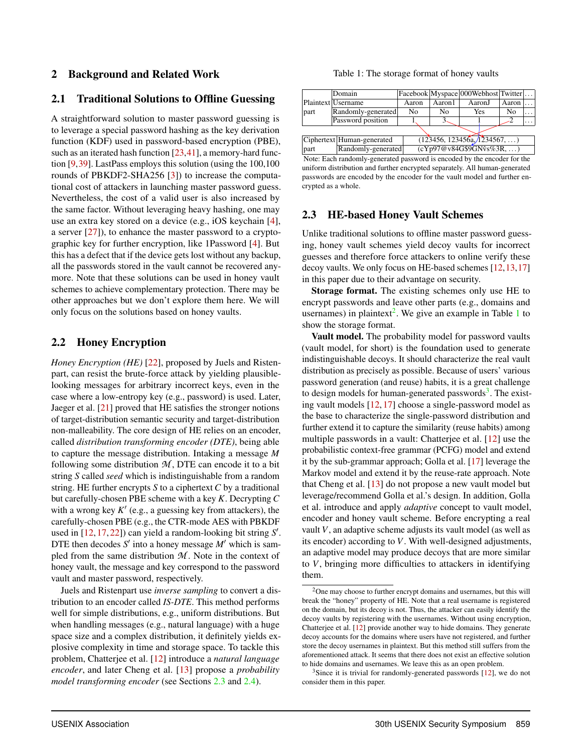## 2 Background and Related Work

### 2.1 Traditional Solutions to Offline Guessing

A straightforward solution to master password guessing is to leverage a special password hashing as the key derivation function (KDF) used in password-based encryption (PBE), such as an iterated hash function [23,41], a memory-hard function [9,39]. LastPass employs this solution (using the 100,100 rounds of PBKDF2-SHA256 [3]) to increase the computational cost of attackers in launching master password guess. Nevertheless, the cost of a valid user is also increased by the same factor. Without leveraging heavy hashing, one may use an extra key stored on a device (e.g., iOS keychain [4], a server [27]), to enhance the master password to a cryptographic key for further encryption, like 1Password [4]. But this has a defect that if the device gets lost without any backup, all the passwords stored in the vault cannot be recovered anymore. Note that these solutions can be used in honey vault schemes to achieve complementary protection. There may be other approaches but we don't explore them here. We will only focus on the solutions based on honey vaults.

### 2.2 Honey Encryption

*Honey Encryption (HE)* [22], proposed by Juels and Ristenpart, can resist the brute-force attack by yielding plausible-looking messages for arbitrary incorrect keys, even in the case where a low-entropy key (e.g., password) is used. Later, Jaeger et al. [21] proved that HE satisfies the stronger notions of target-distribution semantic security and target-distribution non-malleability. The core design of HE relies on an encoder, called *distribution transforming encoder (DTE)*, being able to capture the message distribution. Intaking a message $M$ following some distribution $\mathcal{M}$, DTE can encode it to a bit string $S$ called *seed* which is indistinguishable from a random string. HE further encrypts $S$ to a ciphertext $C$ by a traditional but carefully-chosen PBE scheme with a key $K$. Decrypting $C$ with a wrong key $K'$ (e.g., a guessing key from attackers), the carefully-chosen PBE (e.g., the CTR-mode AES with PBKDF used in [12,17,22]) can yield a random-looking bit string $S'$. DTE then decodes $S'$ into a honey message $M'$ which is sampled from the same distribution $\mathcal{M}$. Note in the context of honey vault, the message and key correspond to the password vault and master password, respectively.

Juels and Ristenpart use *inverse sampling* to convert a distribution to an encoder called *IS-DTE*. This method performs well for simple distributions, e.g., uniform distributions. But when handling messages (e.g., natural language) with a huge space size and a complex distribution, it definitely yields explosive complexity in time and storage space. To tackle this problem, Chatterjee et al. [12] introduce a *natural language encoder*, and later Cheng et al. [13] propose a *probability model transforming encoder* (see Sections 2.3 and 2.4).

Table 1: The storage format of honey vaults

| Plaintext part | Domain | Facebook | Myspace | 000Webhost | Twitter | ... |
|---|---|---|---|---|---|---|
| | Username | Aaron | Aaron1 | AaronJ | Aaron | ... |
| | Randomly-generated | No | No | Yes | No | ... |
| | Password position | 1 | 3 | 1 | 2 | ... |

| Ciphertext part | |
|---|---|
| Human-generated | (123456, 123456a, 1234567, ...) |
| Randomly-generated | (cYp97@v84G$9GNv̂s%3R, ...) |

Note: Each randomly-generated password is encoded by the encoder for the uniform distribution and further encrypted separately. All human-generated passwords are encoded by the encoder for the vault model and further encrypted as a whole.

### 2.3 HE-based Honey Vault Schemes

Unlike traditional solutions to offline master password guessing, honey vault schemes yield decoy vaults for incorrect guesses and therefore force attackers to online verify these decoy vaults. We only focus on HE-based schemes [12,13,17] in this paper due to their advantage on security.

**Storage format.** The existing schemes only use HE to encrypt passwords and leave other parts (e.g., domains and usernames) in plaintext[2]. We give an example in Table 1 to show the storage format.

**Vault model.** The probability model for password vaults (vault model, for short) is the foundation used to generate indistinguishable decoys. It should characterize the real vault distribution as precisely as possible. Because of users' various password generation (and reuse) habits, it is a great challenge to design models for human-generated passwords[3]. The existing vault models [12, 17] choose a single-password model as the base to characterize the single-password distribution and further extend it to capture the similarity (reuse habits) among multiple passwords in a vault: Chatterjee et al. [12] use the probabilistic context-free grammar (PCFG) model and extend it by the sub-grammar approach; Golla et al. [17] leverage the Markov model and extend it by the reuse-rate approach. Note that Cheng et al. [13] do not propose a new vault model but leverage/recommend Golla et al.'s design. In addition, Golla et al. introduce and apply *adaptive* concept to vault model, encoder and honey vault scheme. Before encrypting a real vault $V$, an adaptive scheme adjusts its vault model (as well as its encoder) according to $V$. With well-designed adjustments, an adaptive model may produce decoys that are more similar to $V$, bringing more difficulties to attackers in identifying them.

[2] One may choose to further encrypt domains and usernames, but this will break the "honey" property of HE. Note that a real username is registered on the domain, but its decoy is not. Thus, the attacker can easily identify the decoy vaults by registering with the usernames. Without using encryption, Chatterjee et al. [12] provide another way to hide domains. They generate decoy accounts for the domains where users have not registered, and further store the decoy usernames in plaintext. But this method still suffers from the aforementioned attack. It seems that there does not exist an effective solution to hide domains and usernames. We leave this as an open problem.

[3] Since it is trivial for randomly-generated passwords [12], we do not consider them in this paper.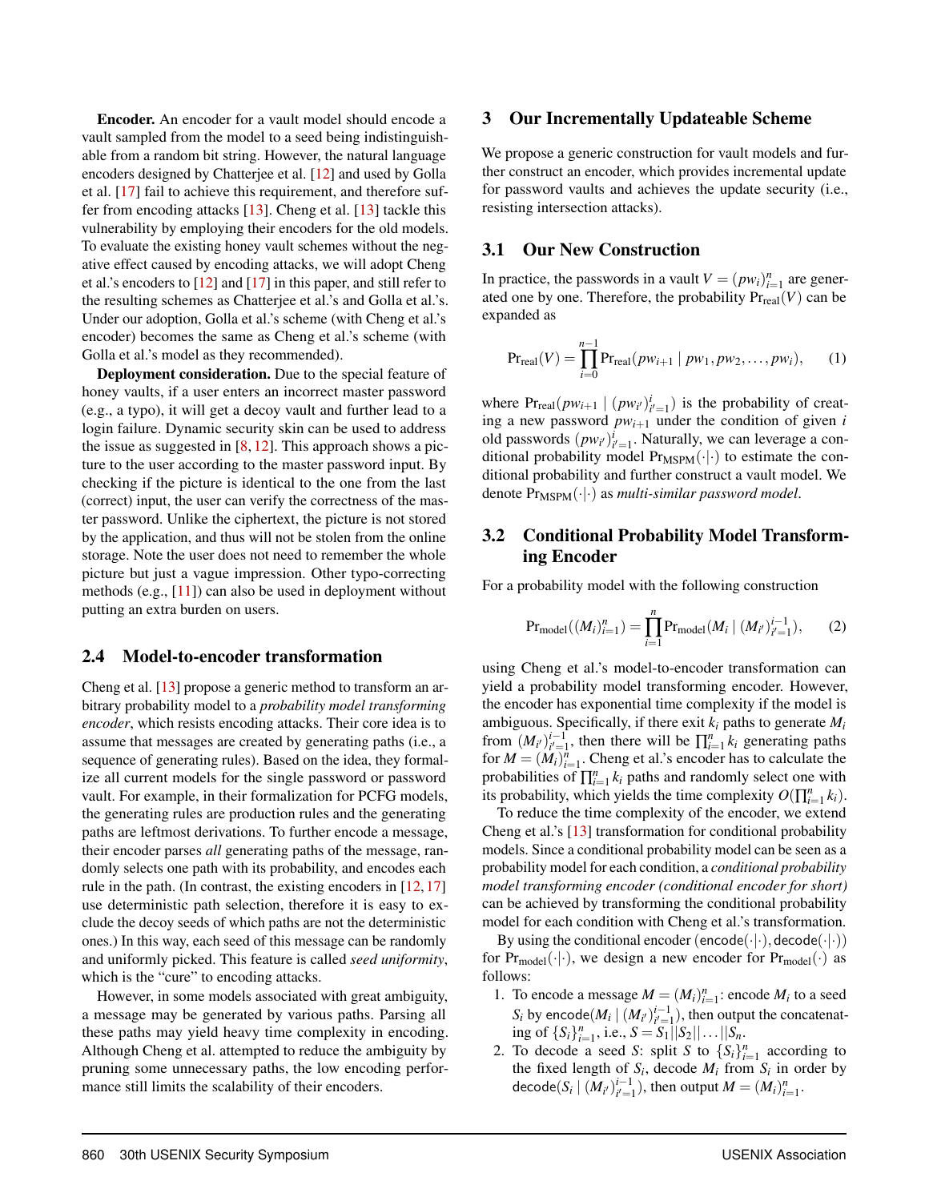**Encoder.** An encoder for a vault model should encode a vault sampled from the model to a seed being indistinguishable from a random bit string. However, the natural language encoders designed by Chatterjee et al. [12] and used by Golla et al. [17] fail to achieve this requirement, and therefore suffer from encoding attacks [13]. Cheng et al. [13] tackle this vulnerability by employing their encoders for the old models. To evaluate the existing honey vault schemes without the negative effect caused by encoding attacks, we will adopt Cheng et al.'s encoders to [12] and [17] in this paper, and still refer to the resulting schemes as Chatterjee et al.'s and Golla et al.'s. Under our adoption, Golla et al.'s scheme (with Cheng et al.'s encoder) becomes the same as Cheng et al.'s scheme (with Golla et al.'s model as they recommended).

**Deployment consideration.** Due to the special feature of honey vaults, if a user enters an incorrect master password (e.g., a typo), it will get a decoy vault and further lead to a login failure. Dynamic security skin can be used to address the issue as suggested in [8, 12]. This approach shows a picture to the user according to the master password input. By checking if the picture is identical to the one from the last (correct) input, the user can verify the correctness of the master password. Unlike the ciphertext, the picture is not stored by the application, and thus will not be stolen from the online storage. Note the user does not need to remember the whole picture but just a vague impression. Other typo-correcting methods (e.g., [11]) can also be used in deployment without putting an extra burden on users.

### 2.4 Model-to-encoder transformation

Cheng et al. [13] propose a generic method to transform an arbitrary probability model to a *probability model transforming encoder*, which resists encoding attacks. Their core idea is to assume that messages are created by generating paths (i.e., a sequence of generating rules). Based on the idea, they formalize all current models for the single password or password vault. For example, in their formalization for PCFG models, the generating rules are production rules and the generating paths are leftmost derivations. To further encode a message, their encoder parses *all* generating paths of the message, randomly selects one path with its probability, and encodes each rule in the path. (In contrast, the existing encoders in [12, 17] use deterministic path selection, therefore it is easy to exclude the decoy seeds of which paths are not the deterministic ones.) In this way, each seed of this message can be randomly and uniformly picked. This feature is called *seed uniformity*, which is the "cure" to encoding attacks.

However, in some models associated with great ambiguity, a message may be generated by various paths. Parsing all these paths may yield heavy time complexity in encoding. Although Cheng et al. attempted to reduce the ambiguity by pruning some unnecessary paths, the low encoding performance still limits the scalability of their encoders.

## 3 Our Incrementally Updateable Scheme

We propose a generic construction for vault models and further construct an encoder, which provides incremental update for password vaults and achieves the update security (i.e., resisting intersection attacks).

### 3.1 Our New Construction

In practice, the passwords in a vault $V = (pw_i)_{i=1}^n$ are generated one by one. Therefore, the probability $\Pr_{\text{real}}(V)$ can be expanded as

$$\Pr_{\text{real}}(V) = \prod_{i=0}^{n-1} \Pr_{\text{real}}(pw_{i+1} \mid pw_1, pw_2, \ldots, pw_i), \tag{1}$$

where $\Pr_{\text{real}}(pw_{i+1} \mid (pw_{i'})_{i'=1}^i)$ is the probability of creating a new password $pw_{i+1}$ under the condition of given $i$ old passwords $(pw_{i'})_{i'=1}^i$. Naturally, we can leverage a conditional probability model $\Pr_{\text{MSPM}}(\cdot|\cdot)$ to estimate the conditional probability and further construct a vault model. We denote $\Pr_{\text{MSPM}}(\cdot|\cdot)$ as *multi-similar password model*.

### 3.2 Conditional Probability Model Transforming Encoder

For a probability model with the following construction

$$\Pr_{\text{model}}((M_i)_{i=1}^n) = \prod_{i=1}^{n} \Pr_{\text{model}}(M_i \mid (M_{i'})_{i'=1}^{i-1}), \tag{2}$$

using Cheng et al.'s model-to-encoder transformation can yield a probability model transforming encoder. However, the encoder has exponential time complexity if the model is ambiguous. Specifically, if there exit $k_i$ paths to generate $M_i$ from $(M_{i'})_{i'=1}^{i-1}$, then there will be $\prod_{i=1}^n k_i$ generating paths for $M = (M_i)_{i=1}^n$. Cheng et al.'s encoder has to calculate the probabilities of $\prod_{i=1}^n k_i$ paths and randomly select one with its probability, which yields the time complexity $O(\prod_{i=1}^n k_i)$.

To reduce the time complexity of the encoder, we extend Cheng et al.'s [13] transformation for conditional probability models. Since a conditional probability model can be seen as a probability model for each condition, a *conditional probability model transforming encoder (conditional encoder for short)* can be achieved by transforming the conditional probability model for each condition with Cheng et al.'s transformation.

By using the conditional encoder $(\mathsf{encode}(\cdot|\cdot), \mathsf{decode}(\cdot|\cdot))$ for $\Pr_{\text{model}}(\cdot|\cdot)$, we design a new encoder for $\Pr_{\text{model}}(\cdot)$ as follows:

1. To encode a message $M = (M_i)_{i=1}^n$: encode $M_i$ to a seed $S_i$ by $\mathsf{encode}(M_i \mid (M_{i'})_{i'=1}^{i-1})$, then output the concatenating of $\{S_i\}_{i=1}^n$, i.e., $S = S_1||S_2||\ldots||S_n$.
2. To decode a seed $S$: split $S$ to $\{S_i\}_{i=1}^n$ according to the fixed length of $S_i$, decode $M_i$ from $S_i$ in order by $\mathsf{decode}(S_i \mid (M_{i'})_{i'=1}^{i-1})$, then output $M = (M_i)_{i=1}^n$.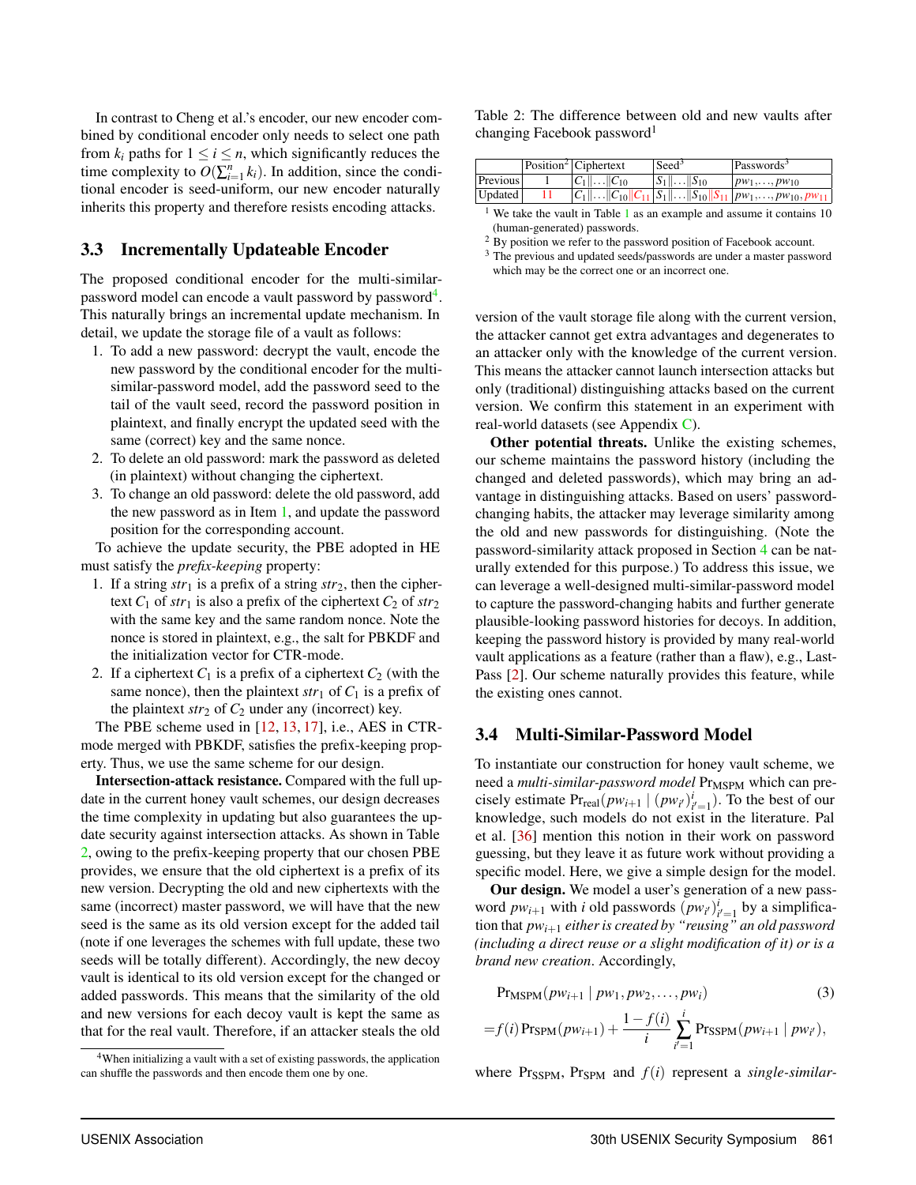In contrast to Cheng et al.'s encoder, our new encoder combined by conditional encoder only needs to select one path from $k_i$ paths for $1 \le i \le n$, which significantly reduces the time complexity to $O(\sum_{i=1}^{n} k_i)$. In addition, since the conditional encoder is seed-uniform, our new encoder naturally inherits this property and therefore resists encoding attacks.

### 3.3 Incrementally Updateable Encoder

The proposed conditional encoder for the multi-similar-password model can encode a vault password by password[4]. This naturally brings an incremental update mechanism. In detail, we update the storage file of a vault as follows:

1. To add a new password: decrypt the vault, encode the new password by the conditional encoder for the multi-similar-password model, add the password seed to the tail of the vault seed, record the password position in plaintext, and finally encrypt the updated seed with the same (correct) key and the same nonce.
2. To delete an old password: mark the password as deleted (in plaintext) without changing the ciphertext.
3. To change an old password: delete the old password, add the new password as in Item 1, and update the password position for the corresponding account.

To achieve the update security, the PBE adopted in HE must satisfy the *prefix-keeping* property:

1. If a string $str_1$ is a prefix of a string $str_2$, then the ciphertext $C_1$ of $str_1$ is also a prefix of the ciphertext $C_2$ of $str_2$ with the same key and the same random nonce. Note the nonce is stored in plaintext, e.g., the salt for PBKDF and the initialization vector for CTR-mode.
2. If a ciphertext $C_1$ is a prefix of a ciphertext $C_2$ (with the same nonce), then the plaintext $str_1$ of $C_1$ is a prefix of the plaintext $str_2$ of $C_2$ under any (incorrect) key.

The PBE scheme used in [12, 13, 17], i.e., AES in CTR-mode merged with PBKDF, satisfies the prefix-keeping property. Thus, we use the same scheme for our design.

**Intersection-attack resistance.** Compared with the full update in the current honey vault schemes, our design decreases the time complexity in updating but also guarantees the update security against intersection attacks. As shown in Table 2, owing to the prefix-keeping property that our chosen PBE provides, we ensure that the old ciphertext is a prefix of its new version. Decrypting the old and new ciphertexts with the same (incorrect) master password, we will have that the new seed is the same as its old version except for the added tail (note if one leverages the schemes with full update, these two seeds will be totally different). Accordingly, the new decoy vault is identical to its old version except for the changed or added passwords. This means that the similarity of the old and new versions for each decoy vault is kept the same as that for the real vault. Therefore, if an attacker steals the old version of the vault storage file along with the current version, the attacker cannot get extra advantages and degenerates to an attacker only with the knowledge of the current version. This means the attacker cannot launch intersection attacks but only (traditional) distinguishing attacks based on the current version. We confirm this statement in an experiment with real-world datasets (see Appendix C).

[4]When initializing a vault with a set of existing passwords, the application can shuffle the passwords and then encode them one by one.

Table 2: The difference between old and new vaults after changing Facebook password[1]

| | Position[2] | Ciphertext | Seed[3] | Passwords[3] |
|---|---|---|---|---|
| Previous | 1 | $C_1\Vert\ldots\Vert C_{10}$ | $S_1\Vert\ldots\Vert S_{10}$ | $pw_1,\ldots,pw_{10}$ |
| Updated | 11 | $C_1\Vert\ldots\Vert C_{10}\Vert C_{11}$ | $S_1\Vert\ldots\Vert S_{10}\Vert S_{11}$ | $pw_1,\ldots,pw_{10},pw_{11}$ |

[1] We take the vault in Table 1 as an example and assume it contains 10 (human-generated) passwords.
[2] By position we refer to the password position of Facebook account.
[3] The previous and updated seeds/passwords are under a master password which may be the correct one or an incorrect one.

**Other potential threats.** Unlike the existing schemes, our scheme maintains the password history (including the changed and deleted passwords), which may bring an advantage in distinguishing attacks. Based on users' password-changing habits, the attacker may leverage similarity among the old and new passwords for distinguishing. (Note the password-similarity attack proposed in Section 4 can be naturally extended for this purpose.) To address this issue, we can leverage a well-designed multi-similar-password model to capture the password-changing habits and further generate plausible-looking password histories for decoys. In addition, keeping the password history is provided by many real-world vault applications as a feature (rather than a flaw), e.g., LastPass [2]. Our scheme naturally provides this feature, while the existing ones cannot.

### 3.4 Multi-Similar-Password Model

To instantiate our construction for honey vault scheme, we need a *multi-similar-password model* $\Pr_{\text{MSPM}}$ which can precisely estimate $\Pr_{\text{real}}(pw_{i+1} \mid (pw_{i'})_{i'=1}^{i})$. To the best of our knowledge, such models do not exist in the literature. Pal et al. [36] mention this notion in their work on password guessing, but they leave it as future work without providing a specific model. Here, we give a simple design for the model.

**Our design.** We model a user's generation of a new password $pw_{i+1}$ with $i$ old passwords $(pw_{i'})_{i'=1}^{i}$ by a simplification that $pw_{i+1}$ *either is created by "reusing" an old password (including a direct reuse or a slight modification of it) or is a brand new creation*. Accordingly,

$$
\begin{aligned}
&\Pr_{\text{MSPM}}(pw_{i+1} \mid pw_1, pw_2, \ldots, pw_i) \qquad (3)\\
=&f(i)\Pr_{\text{SPM}}(pw_{i+1}) + \frac{1-f(i)}{i}\sum_{i'=1}^{i}\Pr_{\text{SSPM}}(pw_{i+1} \mid pw_{i'}),
\end{aligned}
$$

where $\Pr_{\text{SSPM}}$, $\Pr_{\text{SPM}}$ and $f(i)$ represent a *single-similar-*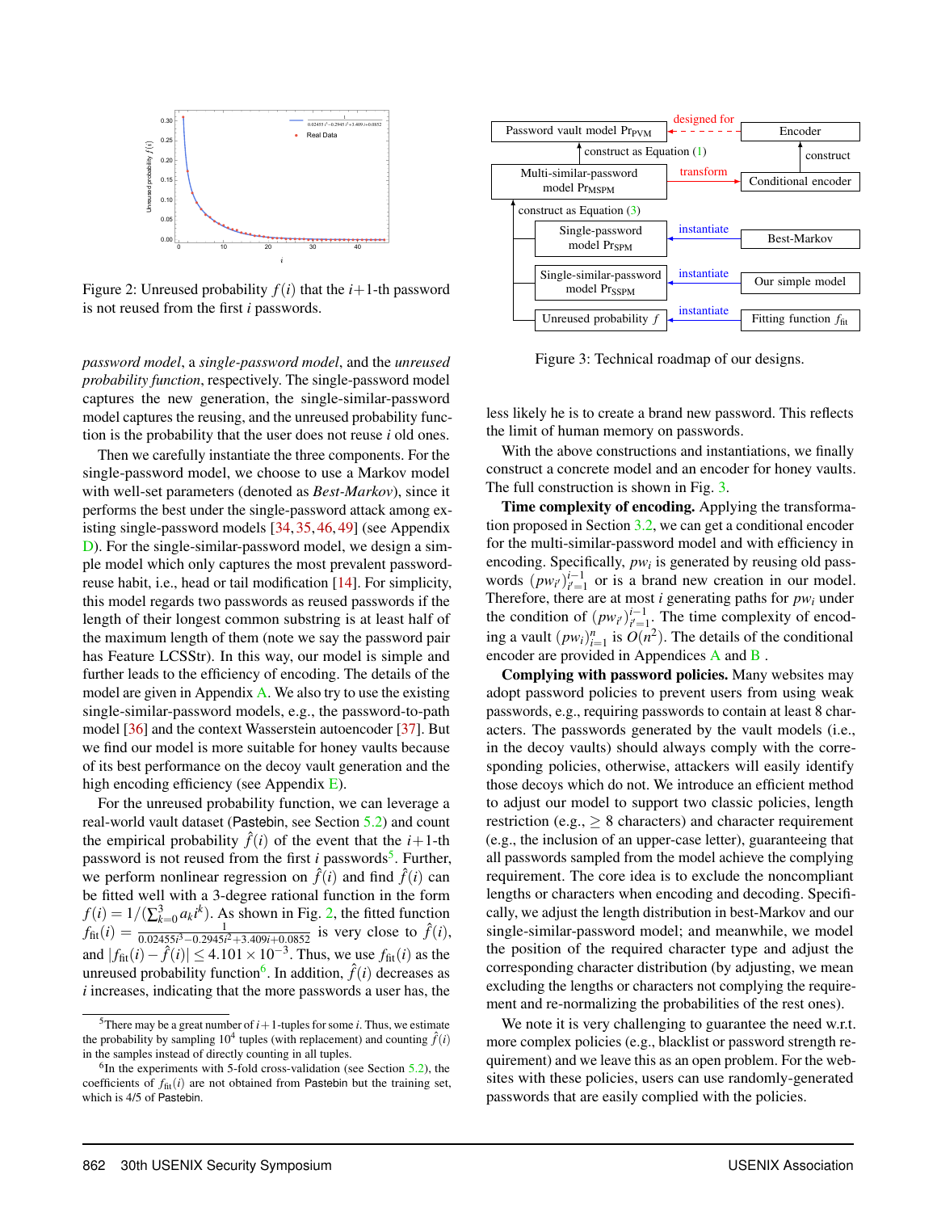Figure 2: Unreused probability $f(i)$ that the $i+1$-th password is not reused from the first $i$ passwords.

*password model*, a *single-password model*, and the *unreused probability function*, respectively. The single-password model captures the new generation, the single-similar-password model captures the reusing, and the unreused probability function is the probability that the user does not reuse $i$ old ones.

Then we carefully instantiate the three components. For the single-password model, we choose to use a Markov model with well-set parameters (denoted as *Best-Markov*), since it performs the best under the single-password attack among existing single-password models [34, 35, 46, 49] (see Appendix D). For the single-similar-password model, we design a simple model which only captures the most prevalent password-reuse habit, i.e., head or tail modification [14]. For simplicity, this model regards two passwords as reused passwords if the length of their longest common substring is at least half of the maximum length of them (note we say the password pair has Feature LCSStr). In this way, our model is simple and further leads to the efficiency of encoding. The details of the model are given in Appendix A. We also try to use the existing single-similar-password models, e.g., the password-to-path model [36] and the context Wasserstein autoencoder [37]. But we find our model is more suitable for honey vaults because of its best performance on the decoy vault generation and the high encoding efficiency (see Appendix E).

For the unreused probability function, we can leverage a real-world vault dataset (Pastebin, see Section 5.2) and count the empirical probability $\hat{f}(i)$ of the event that the $i+1$-th password is not reused from the first $i$ passwords[5]. Further, we perform nonlinear regression on $\hat{f}(i)$ and find $\hat{f}(i)$ can be fitted well with a 3-degree rational function in the form $f(i) = 1/(\sum_{k=0}^{3} a_k i^k)$. As shown in Fig. 2, the fitted function $f_{\text{fit}}(i) = \frac{1}{0.02455i^3-0.2945i^2+3.409i+0.0852}$ is very close to $\hat{f}(i)$, and $|f_{\text{fit}}(i) - \hat{f}(i)| \leq 4.101 \times 10^{-3}$. Thus, we use $f_{\text{fit}}(i)$ as the unreused probability function[6]. In addition, $\hat{f}(i)$ decreases as $i$ increases, indicating that the more passwords a user has, the less likely he is to create a brand new password. This reflects the limit of human memory on passwords.

Figure 3: Technical roadmap of our designs.

With the above constructions and instantiations, we finally construct a concrete model and an encoder for honey vaults. The full construction is shown in Fig. 3.

**Time complexity of encoding.** Applying the transformation proposed in Section 3.2, we can get a conditional encoder for the multi-similar-password model and with efficiency in encoding. Specifically, $pw_i$ is generated by reusing old passwords $(pw_{i'})_{i'=1}^{i-1}$ or is a brand new creation in our model. Therefore, there are at most $i$ generating paths for $pw_i$ under the condition of $(pw_{i'})_{i'=1}^{i-1}$. The time complexity of encoding a vault $(pw_i)_{i=1}^{n}$ is $O(n^2)$. The details of the conditional encoder are provided in Appendices A and B .

**Complying with password policies.** Many websites may adopt password policies to prevent users from using weak passwords, e.g., requiring passwords to contain at least 8 characters. The passwords generated by the vault models (i.e., in the decoy vaults) should always comply with the corresponding policies, otherwise, attackers will easily identify those decoys which do not. We introduce an efficient method to adjust our model to support two classic policies, length restriction (e.g., $\geq 8$ characters) and character requirement (e.g., the inclusion of an upper-case letter), guaranteeing that all passwords sampled from the model achieve the complying requirement. The core idea is to exclude the noncompliant lengths or characters when encoding and decoding. Specifically, we adjust the length distribution in best-Markov and our single-similar-password model; and meanwhile, we model the position of the required character type and adjust the corresponding character distribution (by adjusting, we mean excluding the lengths or characters not complying the requirement and re-normalizing the probabilities of the rest ones).

We note it is very challenging to guarantee the need w.r.t. more complex policies (e.g., blacklist or password strength requirement) and we leave this as an open problem. For the websites with these policies, users can use randomly-generated passwords that are easily complied with the policies.

---

[5] There may be a great number of $i+1$-tuples for some $i$. Thus, we estimate the probability by sampling $10^4$ tuples (with replacement) and counting $\hat{f}(i)$ in the samples instead of directly counting in all tuples.

[6] In the experiments with 5-fold cross-validation (see Section 5.2), the coefficients of $f_{\text{fit}}(i)$ are not obtained from Pastebin but the training set, which is 4/5 of Pastebin.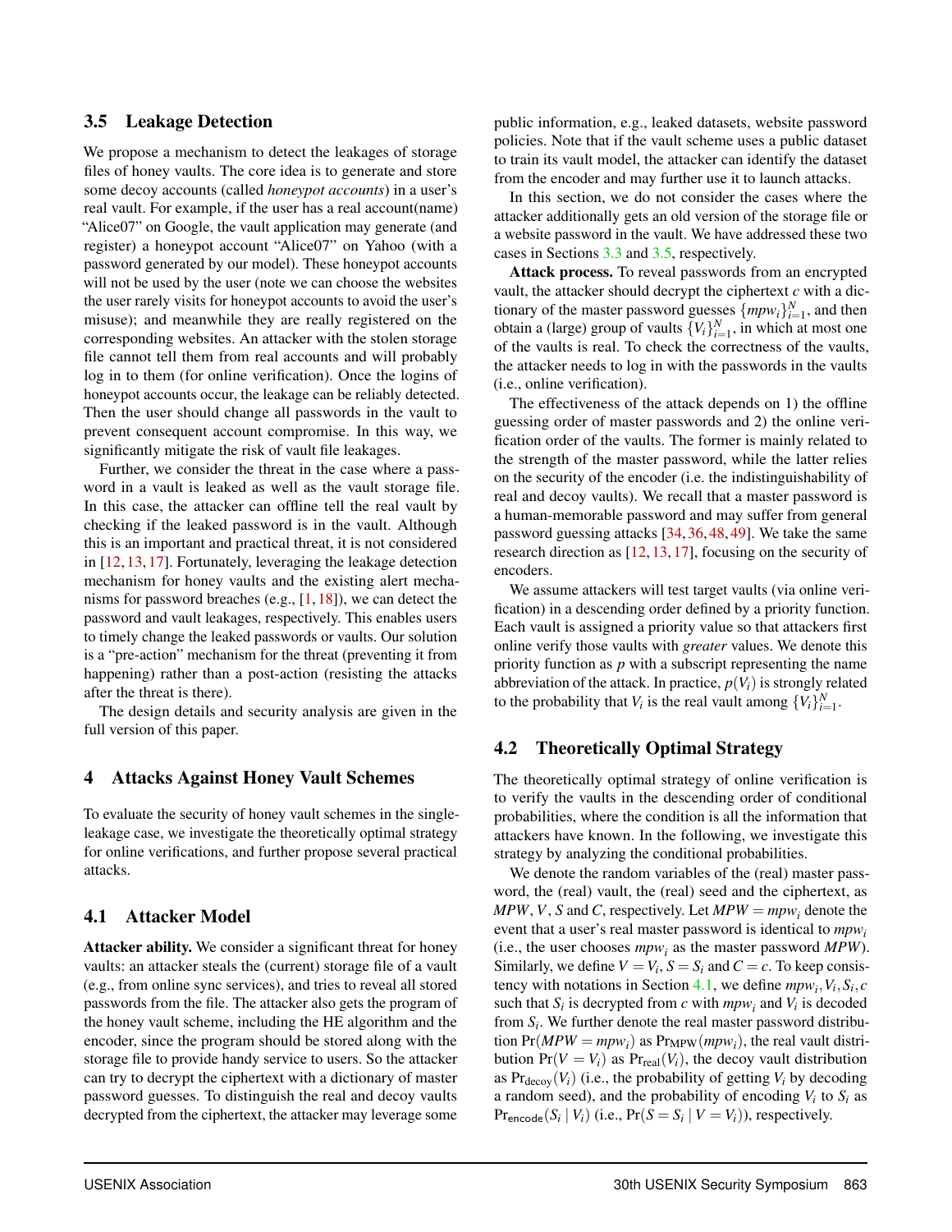### 3.5 Leakage Detection

We propose a mechanism to detect the leakages of storage files of honey vaults. The core idea is to generate and store some decoy accounts (called *honeypot accounts*) in a user's real vault. For example, if the user has a real account(name) "Alice07" on Google, the vault application may generate (and register) a honeypot account "Alice07" on Yahoo (with a password generated by our model). These honeypot accounts will not be used by the user (note we can choose the websites the user rarely visits for honeypot accounts to avoid the user's misuse); and meanwhile they are really registered on the corresponding websites. An attacker with the stolen storage file cannot tell them from real accounts and will probably log in to them (for online verification). Once the logins of honeypot accounts occur, the leakage can be reliably detected. Then the user should change all passwords in the vault to prevent consequent account compromise. In this way, we significantly mitigate the risk of vault file leakages.

Further, we consider the threat in the case where a password in a vault is leaked as well as the vault storage file. In this case, the attacker can offline tell the real vault by checking if the leaked password is in the vault. Although this is an important and practical threat, it is not considered in [12, 13, 17]. Fortunately, leveraging the leakage detection mechanism for honey vaults and the existing alert mechanisms for password breaches (e.g., [1, 18]), we can detect the password and vault leakages, respectively. This enables users to timely change the leaked passwords or vaults. Our solution is a "pre-action" mechanism for the threat (preventing it from happening) rather than a post-action (resisting the attacks after the threat is there).

The design details and security analysis are given in the full version of this paper.

## 4 Attacks Against Honey Vault Schemes

To evaluate the security of honey vault schemes in the single-leakage case, we investigate the theoretically optimal strategy for online verifications, and further propose several practical attacks.

### 4.1 Attacker Model

**Attacker ability.** We consider a significant threat for honey vaults: an attacker steals the (current) storage file of a vault (e.g., from online sync services), and tries to reveal all stored passwords from the file. The attacker also gets the program of the honey vault scheme, including the HE algorithm and the encoder, since the program should be stored along with the storage file to provide handy service to users. So the attacker can try to decrypt the ciphertext with a dictionary of master password guesses. To distinguish the real and decoy vaults decrypted from the ciphertext, the attacker may leverage some public information, e.g., leaked datasets, website password policies. Note that if the vault scheme uses a public dataset to train its vault model, the attacker can identify the dataset from the encoder and may further use it to launch attacks.

In this section, we do not consider the cases where the attacker additionally gets an old version of the storage file or a website password in the vault. We have addressed these two cases in Sections 3.3 and 3.5, respectively.

**Attack process.** To reveal passwords from an encrypted vault, the attacker should decrypt the ciphertext $c$ with a dictionary of the master password guesses $\{mpw_i\}_{i=1}^{N}$, and then obtain a (large) group of vaults $\{V_i\}_{i=1}^{N}$, in which at most one of the vaults is real. To check the correctness of the vaults, the attacker needs to log in with the passwords in the vaults (i.e., online verification).

The effectiveness of the attack depends on 1) the offline guessing order of master passwords and 2) the online verification order of the vaults. The former is mainly related to the strength of the master password, while the latter relies on the security of the encoder (i.e. the indistinguishability of real and decoy vaults). We recall that a master password is a human-memorable password and may suffer from general password guessing attacks [34, 36, 48, 49]. We take the same research direction as [12, 13, 17], focusing on the security of encoders.

We assume attackers will test target vaults (via online verification) in a descending order defined by a priority function. Each vault is assigned a priority value so that attackers first online verify those vaults with *greater* values. We denote this priority function as $p$ with a subscript representing the name abbreviation of the attack. In practice, $p(V_i)$ is strongly related to the probability that $V_i$ is the real vault among $\{V_i\}_{i=1}^{N}$.

### 4.2 Theoretically Optimal Strategy

The theoretically optimal strategy of online verification is to verify the vaults in the descending order of conditional probabilities, where the condition is all the information that attackers have known. In the following, we investigate this strategy by analyzing the conditional probabilities.

We denote the random variables of the (real) master password, the (real) vault, the (real) seed and the ciphertext, as $MPW$, $V$, $S$ and $C$, respectively. Let $MPW = mpw_i$ denote the event that a user's real master password is identical to $mpw_i$ (i.e., the user chooses $mpw_i$ as the master password $MPW$). Similarly, we define $V = V_i$, $S = S_i$ and $C = c$. To keep consistency with notations in Section 4.1, we define $mpw_i, V_i, S_i, c$ such that $S_i$ is decrypted from $c$ with $mpw_i$ and $V_i$ is decoded from $S_i$. We further denote the real master password distribution $\Pr(MPW = mpw_i)$ as $\Pr_{\text{MPW}}(mpw_i)$, the real vault distribution $\Pr(V = V_i)$ as $\Pr_{\text{real}}(V_i)$, the decoy vault distribution as $\Pr_{\text{decoy}}(V_i)$ (i.e., the probability of getting $V_i$ by decoding a random seed), and the probability of encoding $V_i$ to $S_i$ as $\Pr_{\text{encode}}(S_i \mid V_i)$ (i.e., $\Pr(S = S_i \mid V = V_i)$), respectively.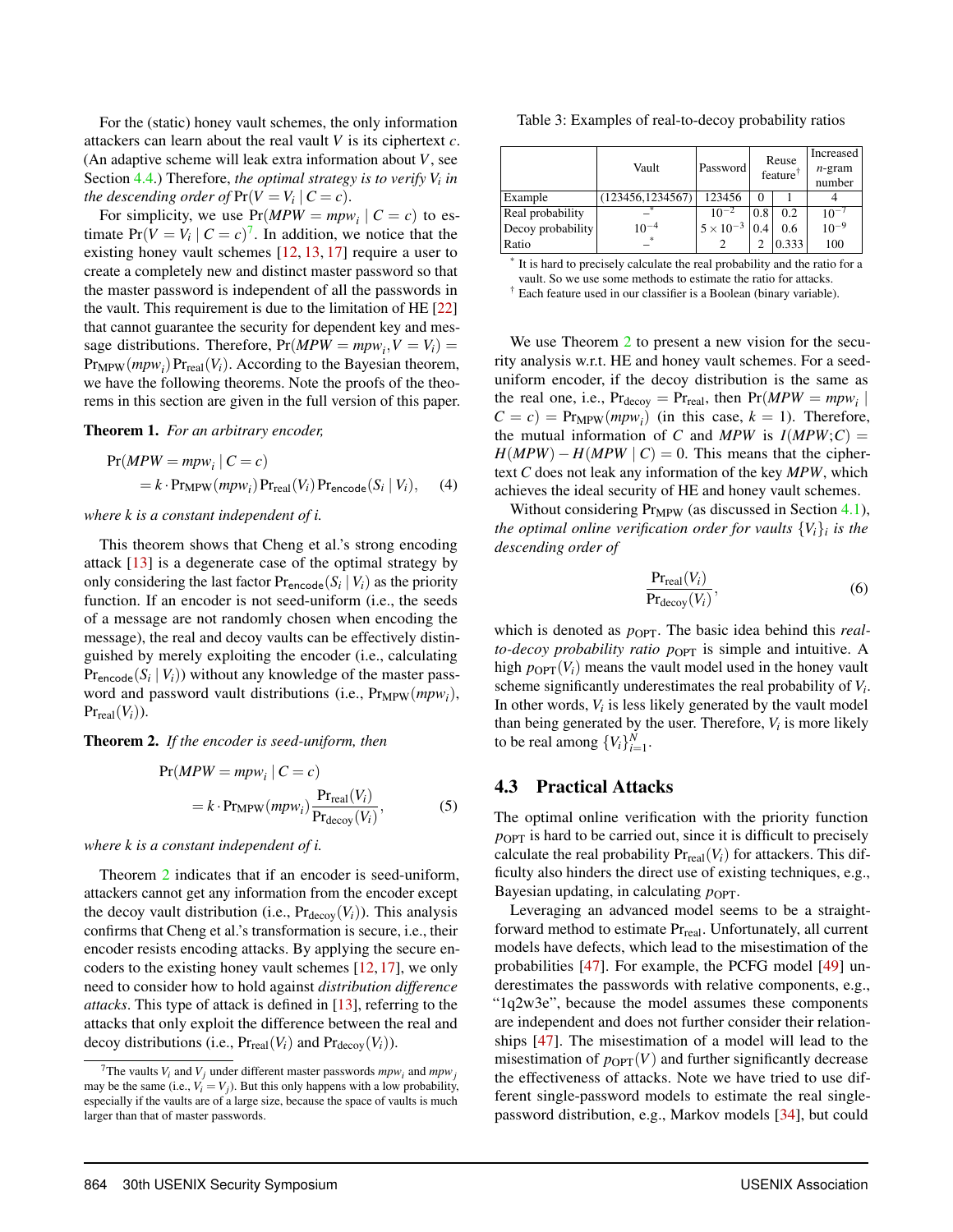For the (static) honey vault schemes, the only information attackers can learn about the real vault $V$ is its ciphertext $c$. (An adaptive scheme will leak extra information about $V$, see Section 4.4.) Therefore, *the optimal strategy is to verify $V_i$ in the descending order of* $\Pr(V = V_i \mid C = c)$.

For simplicity, we use $\Pr(MPW = mpw_i \mid C = c)$ to estimate $\Pr(V = V_i \mid C = c)$[7]. In addition, we notice that the existing honey vault schemes [12, 13, 17] require a user to create a completely new and distinct master password so that the master password is independent of all the passwords in the vault. This requirement is due to the limitation of HE [22] that cannot guarantee the security for dependent key and message distributions. Therefore, $\Pr(MPW = mpw_i, V = V_i) = \Pr_{\text{MPW}}(mpw_i)\Pr_{\text{real}}(V_i)$. According to the Bayesian theorem, we have the following theorems. Note the proofs of the theorems in this section are given in the full version of this paper.

**Theorem 1.** *For an arbitrary encoder,*

$$\Pr(MPW = mpw_i \mid C = c) = k \cdot \Pr_{\text{MPW}}(mpw_i)\Pr_{\text{real}}(V_i)\Pr_{\mathsf{encode}}(S_i \mid V_i), \quad (4)$$

*where k is a constant independent of i.*

This theorem shows that Cheng et al.'s strong encoding attack [13] is a degenerate case of the optimal strategy by only considering the last factor $\Pr_{\mathsf{encode}}(S_i \mid V_i)$ as the priority function. If an encoder is not seed-uniform (i.e., the seeds of a message are not randomly chosen when encoding the message), the real and decoy vaults can be effectively distinguished by merely exploiting the encoder (i.e., calculating $\Pr_{\mathsf{encode}}(S_i \mid V_i)$) without any knowledge of the master password and password vault distributions (i.e., $\Pr_{\text{MPW}}(mpw_i)$, $\Pr_{\text{real}}(V_i)$).

**Theorem 2.** *If the encoder is seed-uniform, then*

$$\Pr(MPW = mpw_i \mid C = c) = k \cdot \Pr_{\text{MPW}}(mpw_i)\frac{\Pr_{\text{real}}(V_i)}{\Pr_{\text{decoy}}(V_i)}, \quad (5)$$

*where k is a constant independent of i.*

Theorem 2 indicates that if an encoder is seed-uniform, attackers cannot get any information from the encoder except the decoy vault distribution (i.e., $\Pr_{\text{decoy}}(V_i)$). This analysis confirms that Cheng et al.'s transformation is secure, i.e., their encoder resists encoding attacks. By applying the secure encoders to the existing honey vault schemes [12, 17], we only need to consider how to hold against *distribution difference attacks*. This type of attack is defined in [13], referring to the attacks that only exploit the difference between the real and decoy distributions (i.e., $\Pr_{\text{real}}(V_i)$ and $\Pr_{\text{decoy}}(V_i)$).

[7] The vaults $V_i$ and $V_j$ under different master passwords $mpw_i$ and $mpw_j$ may be the same (i.e., $V_i = V_j$). But this only happens with a low probability, especially if the vaults are of a large size, because the space of vaults is much larger than that of master passwords.

Table 3: Examples of real-to-decoy probability ratios

| | Vault | Password | Reuse feature† | | Increased n-gram number |
|---|---|---|---|---|---|
| Example | (123456,1234567) | 123456 | 0 | 1 | 4 |
| Real probability | –* | $10^{-2}$ | 0.8 | 0.2 | $10^{-7}$ |
| Decoy probability | $10^{-4}$ | $5\times10^{-3}$ | 0.4 | 0.6 | $10^{-9}$ |
| Ratio | –* | 2 | 2 | 0.333 | 100 |

\* It is hard to precisely calculate the real probability and the ratio for a vault. So we use some methods to estimate the ratio for attacks.
† Each feature used in our classifier is a Boolean (binary variable).

We use Theorem 2 to present a new vision for the security analysis w.r.t. HE and honey vault schemes. For a seed-uniform encoder, if the decoy distribution is the same as the real one, i.e., $\Pr_{\text{decoy}} = \Pr_{\text{real}}$, then $\Pr(MPW = mpw_i \mid C = c) = \Pr_{\text{MPW}}(mpw_i)$ (in this case, $k = 1$). Therefore, the mutual information of $C$ and $MPW$ is $I(MPW;C) = H(MPW) - H(MPW \mid C) = 0$. This means that the ciphertext $C$ does not leak any information of the key $MPW$, which achieves the ideal security of HE and honey vault schemes.

Without considering $\Pr_{\text{MPW}}$ (as discussed in Section 4.1), *the optimal online verification order for vaults $\{V_i\}_i$ is the descending order of*

$$\frac{\Pr_{\text{real}}(V_i)}{\Pr_{\text{decoy}}(V_i)}, \quad (6)$$

which is denoted as $p_{\text{OPT}}$. The basic idea behind this *real-to-decoy probability ratio* $p_{\text{OPT}}$ is simple and intuitive. A high $p_{\text{OPT}}(V_i)$ means the vault model used in the honey vault scheme significantly underestimates the real probability of $V_i$. In other words, $V_i$ is less likely generated by the vault model than being generated by the user. Therefore, $V_i$ is more likely to be real among $\{V_i\}_{i=1}^N$.

## 4.3 Practical Attacks

The optimal online verification with the priority function $p_{\text{OPT}}$ is hard to be carried out, since it is difficult to precisely calculate the real probability $\Pr_{\text{real}}(V_i)$ for attackers. This difficulty also hinders the direct use of existing techniques, e.g., Bayesian updating, in calculating $p_{\text{OPT}}$.

Leveraging an advanced model seems to be a straightforward method to estimate $\Pr_{\text{real}}$. Unfortunately, all current models have defects, which lead to the misestimation of the probabilities [47]. For example, the PCFG model [49] underestimates the passwords with relative components, e.g., "1q2w3e", because the model assumes these components are independent and does not further consider their relationships [47]. The misestimation of a model will lead to the misestimation of $p_{\text{OPT}}(V)$ and further significantly decrease the effectiveness of attacks. Note we have tried to use different single-password models to estimate the real single-password distribution, e.g., Markov models [34], but could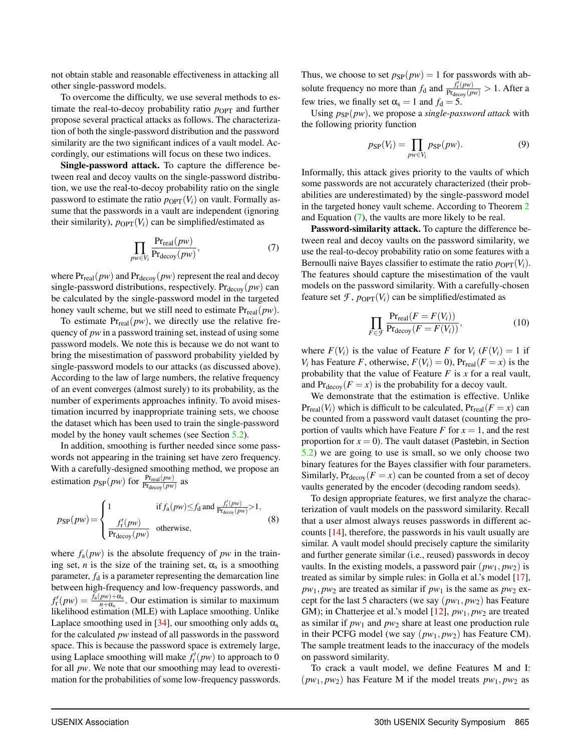not obtain stable and reasonable effectiveness in attacking all other single-password models.

To overcome the difficulty, we use several methods to estimate the real-to-decoy probability ratio $p_{\text{OPT}}$ and further propose several practical attacks as follows. The characterization of both the single-password distribution and the password similarity are the two significant indices of a vault model. Accordingly, our estimations will focus on these two indices.

**Single-password attack.** To capture the difference between real and decoy vaults on the single-password distribution, we use the real-to-decoy probability ratio on the single password to estimate the ratio $p_{\text{OPT}}(V_i)$ on vault. Formally assume that the passwords in a vault are independent (ignoring their similarity), $p_{\text{OPT}}(V_i)$ can be simplified/estimated as

$$\prod_{pw \in V_i} \frac{\Pr_{\text{real}}(pw)}{\Pr_{\text{decoy}}(pw)}, \tag{7}$$

where $\Pr_{\text{real}}(pw)$ and $\Pr_{\text{decoy}}(pw)$ represent the real and decoy single-password distributions, respectively. $\Pr_{\text{decoy}}(pw)$ can be calculated by the single-password model in the targeted honey vault scheme, but we still need to estimate $\Pr_{\text{real}}(pw)$.

To estimate $\Pr_{\text{real}}(pw)$, we directly use the relative frequency of $pw$ in a password training set, instead of using some password models. We note this is because we do not want to bring the misestimation of password probability yielded by single-password models to our attacks (as discussed above). According to the law of large numbers, the relative frequency of an event converges (almost surely) to its probability, as the number of experiments approaches infinity. To avoid misestimation incurred by inappropriate training sets, we choose the dataset which has been used to train the single-password model by the honey vault schemes (see Section 5.2).

In addition, smoothing is further needed since some passwords not appearing in the training set have zero frequency. With a carefully-designed smoothing method, we propose an estimation $p_{\text{SP}}(pw)$ for $\frac{\Pr_{\text{real}}(pw)}{\Pr_{\text{decoy}}(pw)}$ as

$$p_{\text{SP}}(pw) = \begin{cases} 1 & \text{if } f_{\text{a}}(pw) \leq f_{\text{d}} \text{ and } \frac{f'_{\text{r}}(pw)}{\Pr_{\text{decoy}}(pw)} > 1, \\ \frac{f'_{\text{r}}(pw)}{\Pr_{\text{decoy}}(pw)} & \text{otherwise,} \end{cases} \tag{8}$$

where $f_{\text{a}}(pw)$ is the absolute frequency of $pw$ in the training set, $n$ is the size of the training set, $\alpha_{\text{s}}$ is a smoothing parameter, $f_{\text{d}}$ is a parameter representing the demarcation line between high-frequency and low-frequency passwords, and $f'_{\text{r}}(pw) = \frac{f_{\text{a}}(pw)+\alpha_{\text{s}}}{n+\alpha_{\text{s}}}$. Our estimation is similar to maximum likelihood estimation (MLE) with Laplace smoothing. Unlike Laplace smoothing used in [34], our smoothing only adds $\alpha_{\text{s}}$ for the calculated $pw$ instead of all passwords in the password space. This is because the password space is extremely large, using Laplace smoothing will make $f'_{\text{r}}(pw)$ to approach to 0 for all $pw$. We note that our smoothing may lead to overestimation for the probabilities of some low-frequency passwords. Thus, we choose to set $p_{\text{SP}}(pw) = 1$ for passwords with absolute frequency no more than $f_{\text{d}}$ and $\frac{f'_{\text{r}}(pw)}{\Pr_{\text{decoy}}(pw)} > 1$. After a few tries, we finally set $\alpha_{\text{s}} = 1$ and $f_{\text{d}} = 5$.

Using $p_{\text{SP}}(pw)$, we propose a *single-password attack* with the following priority function

$$p_{\text{SP}}(V_i) = \prod_{pw \in V_i} p_{\text{SP}}(pw). \tag{9}$$

Informally, this attack gives priority to the vaults of which some passwords are not accurately characterized (their probabilities are underestimated) by the single-password model in the targeted honey vault scheme. According to Theorem 2 and Equation (7), the vaults are more likely to be real.

**Password-similarity attack.** To capture the difference between real and decoy vaults on the password similarity, we use the real-to-decoy probability ratio on some features with a Bernoulli naive Bayes classifier to estimate the ratio $p_{\text{OPT}}(V_i)$. The features should capture the misestimation of the vault models on the password similarity. With a carefully-chosen feature set $\mathcal{F}$, $p_{\text{OPT}}(V_i)$ can be simplified/estimated as

$$\prod_{F \in \mathcal{F}} \frac{\Pr_{\text{real}}(F = F(V_i))}{\Pr_{\text{decoy}}(F = F(V_i))}, \tag{10}$$

where $F(V_i)$ is the value of Feature $F$ for $V_i$ ($F(V_i) = 1$ if $V_i$ has Feature $F$, otherwise, $F(V_i) = 0$), $\Pr_{\text{real}}(F = x)$ is the probability that the value of Feature $F$ is $x$ for a real vault, and $\Pr_{\text{decoy}}(F = x)$ is the probability for a decoy vault.

We demonstrate that the estimation is effective. Unlike $\Pr_{\text{real}}(V_i)$ which is difficult to be calculated, $\Pr_{\text{real}}(F = x)$ can be counted from a password vault dataset (counting the proportion of vaults which have Feature $F$ for $x = 1$, and the rest proportion for $x = 0$). The vault dataset (Pastebin, in Section 5.2) we are going to use is small, so we only choose two binary features for the Bayes classifier with four parameters. Similarly, $\Pr_{\text{decoy}}(F = x)$ can be counted from a set of decoy vaults generated by the encoder (decoding random seeds).

To design appropriate features, we first analyze the characterization of vault models on the password similarity. Recall that a user almost always reuses passwords in different accounts [14], therefore, the passwords in his vault usually are similar. A vault model should precisely capture the similarity and further generate similar (i.e., reused) passwords in decoy vaults. In the existing models, a password pair $(pw_1, pw_2)$ is treated as similar by simple rules: in Golla et al.'s model [17], $pw_1, pw_2$ are treated as similar if $pw_1$ is the same as $pw_2$ except for the last 5 characters (we say $(pw_1, pw_2)$ has Feature GM); in Chatterjee et al.'s model [12], $pw_1, pw_2$ are treated as similar if $pw_1$ and $pw_2$ share at least one production rule in their PCFG model (we say $(pw_1, pw_2)$ has Feature CM). The sample treatment leads to the inaccuracy of the models on password similarity.

To crack a vault model, we define Features M and I: $(pw_1, pw_2)$ has Feature M if the model treats $pw_1, pw_2$ as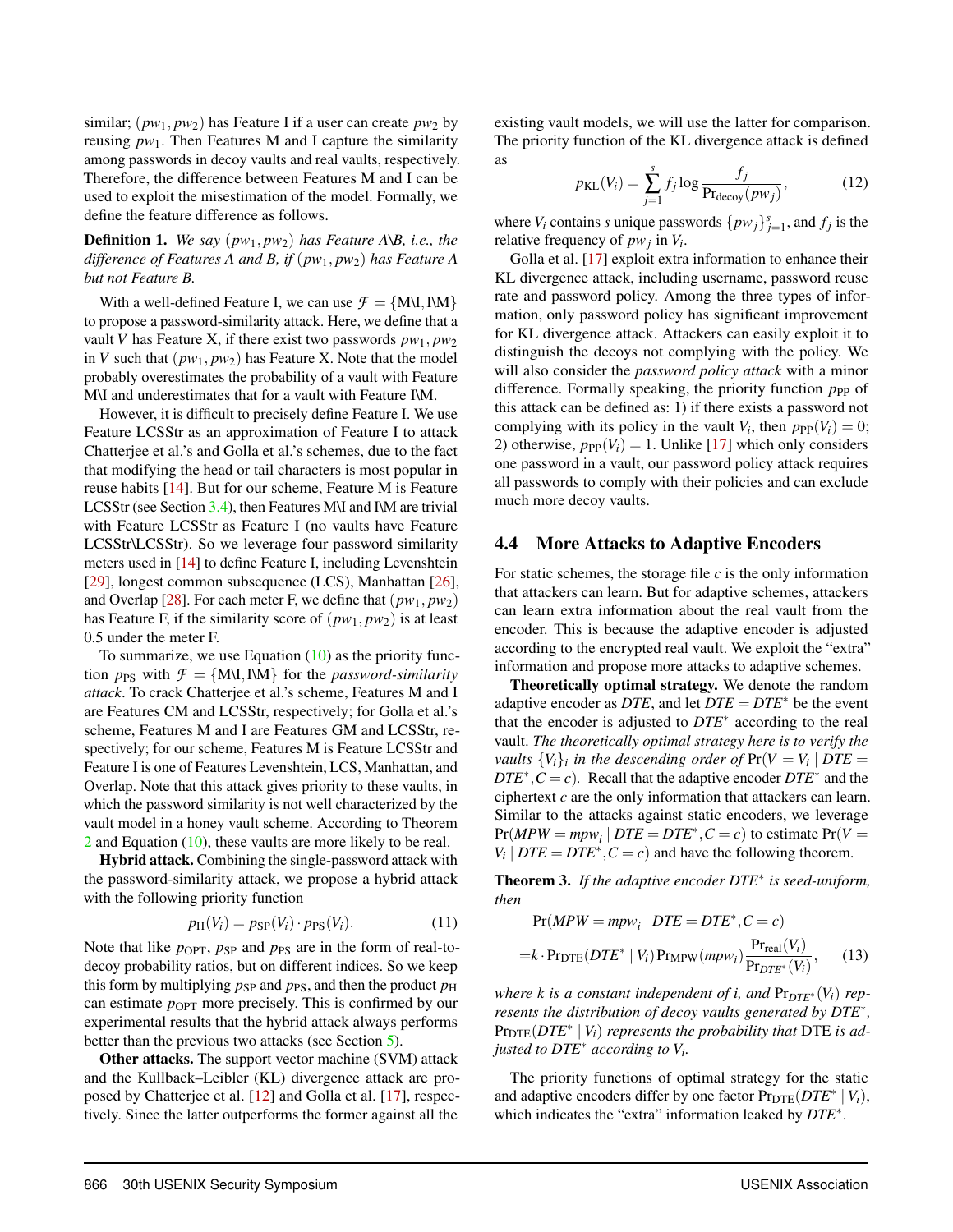similar; $(pw_1, pw_2)$ has Feature I if a user can create $pw_2$ by reusing $pw_1$. Then Features M and I capture the similarity among passwords in decoy vaults and real vaults, respectively. Therefore, the difference between Features M and I can be used to exploit the misestimation of the model. Formally, we define the feature difference as follows.

**Definition 1.** *We say $(pw_1, pw_2)$ has Feature A\B, i.e., the difference of Features A and B, if $(pw_1, pw_2)$ has Feature A but not Feature B.*

With a well-defined Feature I, we can use $\mathcal{F} = \{\text{M}\backslash\text{I}, \text{I}\backslash\text{M}\}$ to propose a password-similarity attack. Here, we define that a vault $V$ has Feature X, if there exist two passwords $pw_1, pw_2$ in $V$ such that $(pw_1, pw_2)$ has Feature X. Note that the model probably overestimates the probability of a vault with Feature M\I and underestimates that for a vault with Feature I\M.

However, it is difficult to precisely define Feature I. We use Feature LCSStr as an approximation of Feature I to attack Chatterjee et al.'s and Golla et al.'s schemes, due to the fact that modifying the head or tail characters is most popular in reuse habits [14]. But for our scheme, Feature M is Feature LCSStr (see Section 3.4), then Features M\I and I\M are trivial with Feature LCSStr as Feature I (no vaults have Feature LCSStr\LCSStr). So we leverage four password similarity meters used in [14] to define Feature I, including Levenshtein [29], longest common subsequence (LCS), Manhattan [26], and Overlap [28]. For each meter F, we define that $(pw_1, pw_2)$ has Feature F, if the similarity score of $(pw_1, pw_2)$ is at least 0.5 under the meter F.

To summarize, we use Equation (10) as the priority function $p_{\text{PS}}$ with $\mathcal{F} = \{\text{M}\backslash\text{I}, \text{I}\backslash\text{M}\}$ for the *password-similarity attack*. To crack Chatterjee et al.'s scheme, Features M and I are Features CM and LCSStr, respectively; for Golla et al.'s scheme, Features M and I are Features GM and LCSStr, respectively; for our scheme, Features M is Feature LCSStr and Feature I is one of Features Levenshtein, LCS, Manhattan, and Overlap. Note that this attack gives priority to these vaults, in which the password similarity is not well characterized by the vault model in a honey vault scheme. According to Theorem 2 and Equation (10), these vaults are more likely to be real.

**Hybrid attack.** Combining the single-password attack with the password-similarity attack, we propose a hybrid attack with the following priority function

$$p_{\text{H}}(V_i) = p_{\text{SP}}(V_i) \cdot p_{\text{PS}}(V_i). \tag{11}$$

Note that like $p_{\text{OPT}}$, $p_{\text{SP}}$ and $p_{\text{PS}}$ are in the form of real-to-decoy probability ratios, but on different indices. So we keep this form by multiplying $p_{\text{SP}}$ and $p_{\text{PS}}$, and then the product $p_{\text{H}}$ can estimate $p_{\text{OPT}}$ more precisely. This is confirmed by our experimental results that the hybrid attack always performs better than the previous two attacks (see Section 5).

**Other attacks.** The support vector machine (SVM) attack and the Kullback–Leibler (KL) divergence attack are proposed by Chatterjee et al. [12] and Golla et al. [17], respectively. Since the latter outperforms the former against all the existing vault models, we will use the latter for comparison. The priority function of the KL divergence attack is defined as

$$p_{\text{KL}}(V_i) = \sum_{j=1}^{s} f_j \log \frac{f_j}{\Pr_{\text{decoy}}(pw_j)}, \tag{12}$$

where $V_i$ contains $s$ unique passwords $\{pw_j\}_{j=1}^{s}$, and $f_j$ is the relative frequency of $pw_j$ in $V_i$.

Golla et al. [17] exploit extra information to enhance their KL divergence attack, including username, password reuse rate and password policy. Among the three types of information, only password policy has significant improvement for KL divergence attack. Attackers can easily exploit it to distinguish the decoys not complying with the policy. We will also consider the *password policy attack* with a minor difference. Formally speaking, the priority function $p_{\text{PP}}$ of this attack can be defined as: 1) if there exists a password not complying with its policy in the vault $V_i$, then $p_{\text{PP}}(V_i) = 0$; 2) otherwise, $p_{\text{PP}}(V_i) = 1$. Unlike [17] which only considers one password in a vault, our password policy attack requires all passwords to comply with their policies and can exclude much more decoy vaults.

## 4.4 More Attacks to Adaptive Encoders

For static schemes, the storage file $c$ is the only information that attackers can learn. But for adaptive schemes, attackers can learn extra information about the real vault from the encoder. This is because the adaptive encoder is adjusted according to the encrypted real vault. We exploit the "extra" information and propose more attacks to adaptive schemes.

**Theoretically optimal strategy.** We denote the random adaptive encoder as $DTE$, and let $DTE = DTE^*$ be the event that the encoder is adjusted to $DTE^*$ according to the real vault. *The theoretically optimal strategy here is to verify the vaults $\{V_i\}_i$ in the descending order of $\Pr(V = V_i \mid DTE = DTE^*, C = c)$.* Recall that the adaptive encoder $DTE^*$ and the ciphertext $c$ are the only information that attackers can learn. Similar to the attacks against static encoders, we leverage $\Pr(MPW = mpw_i \mid DTE = DTE^*, C = c)$ to estimate $\Pr(V = V_i \mid DTE = DTE^*, C = c)$ and have the following theorem.

**Theorem 3.** *If the adaptive encoder $DTE^*$ is seed-uniform, then*

$$\begin{aligned}
&\Pr(MPW = mpw_i \mid DTE = DTE^*, C = c) \\
=&k \cdot \Pr_{\text{DTE}}(DTE^* \mid V_i) \Pr_{\text{MPW}}(mpw_i) \frac{\Pr_{\text{real}}(V_i)}{\Pr_{DTE^*}(V_i)},
\end{aligned} \tag{13}$$

*where $k$ is a constant independent of $i$, and $\Pr_{DTE^*}(V_i)$ represents the distribution of decoy vaults generated by $DTE^*$, $\Pr_{\text{DTE}}(DTE^* \mid V_i)$ represents the probability that DTE is adjusted to $DTE^*$ according to $V_i$.*

The priority functions of optimal strategy for the static and adaptive encoders differ by one factor $\Pr_{\text{DTE}}(DTE^* \mid V_i)$, which indicates the "extra" information leaked by $DTE^*$.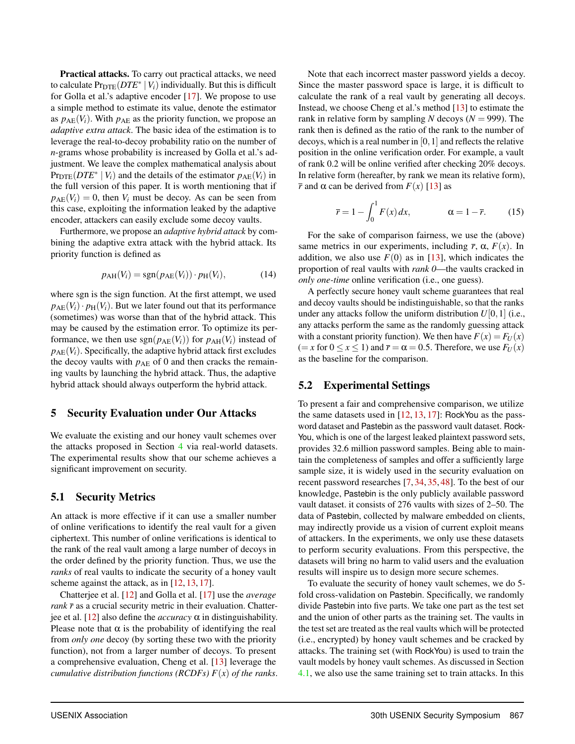**Practical attacks.** To carry out practical attacks, we need to calculate $\Pr_{\text{DTE}}(DTE^* \mid V_i)$ individually. But this is difficult for Golla et al.'s adaptive encoder [17]. We propose to use a simple method to estimate its value, denote the estimator as $p_{\text{AE}}(V_i)$. With $p_{\text{AE}}$ as the priority function, we propose an *adaptive extra attack*. The basic idea of the estimation is to leverage the real-to-decoy probability ratio on the number of $n$-grams whose probability is increased by Golla et al.'s adjustment. We leave the complex mathematical analysis about $\Pr_{\text{DTE}}(DTE^* \mid V_i)$ and the details of the estimator $p_{\text{AE}}(V_i)$ in the full version of this paper. It is worth mentioning that if $p_{\text{AE}}(V_i) = 0$, then $V_i$ must be decoy. As can be seen from this case, exploiting the information leaked by the adaptive encoder, attackers can easily exclude some decoy vaults.

Furthermore, we propose an *adaptive hybrid attack* by combining the adaptive extra attack with the hybrid attack. Its priority function is defined as

$$p_{\text{AH}}(V_i) = \text{sgn}(p_{\text{AE}}(V_i)) \cdot p_{\text{H}}(V_i), \tag{14}$$

where sgn is the sign function. At the first attempt, we used $p_{\text{AE}}(V_i) \cdot p_{\text{H}}(V_i)$. But we later found out that its performance (sometimes) was worse than that of the hybrid attack. This may be caused by the estimation error. To optimize its performance, we then use $\text{sgn}(p_{\text{AE}}(V_i))$ for $p_{\text{AH}}(V_i)$ instead of $p_{\text{AE}}(V_i)$. Specifically, the adaptive hybrid attack first excludes the decoy vaults with $p_{\text{AE}}$ of 0 and then cracks the remaining vaults by launching the hybrid attack. Thus, the adaptive hybrid attack should always outperform the hybrid attack.

## 5 Security Evaluation under Our Attacks

We evaluate the existing and our honey vault schemes over the attacks proposed in Section 4 via real-world datasets. The experimental results show that our scheme achieves a significant improvement on security.

### 5.1 Security Metrics

An attack is more effective if it can use a smaller number of online verifications to identify the real vault for a given ciphertext. This number of online verifications is identical to the rank of the real vault among a large number of decoys in the order defined by the priority function. Thus, we use the *ranks* of real vaults to indicate the security of a honey vault scheme against the attack, as in [12, 13, 17].

Chatterjee et al. [12] and Golla et al. [17] use the *average rank* $\bar{r}$ as a crucial security metric in their evaluation. Chatterjee et al. [12] also define the *accuracy* $\alpha$ in distinguishability. Please note that $\alpha$ is the probability of identifying the real from *only one* decoy (by sorting these two with the priority function), not from a larger number of decoys. To present a comprehensive evaluation, Cheng et al. [13] leverage the *cumulative distribution functions (RCDFs) $F(x)$ of the ranks*.

Note that each incorrect master password yields a decoy. Since the master password space is large, it is difficult to calculate the rank of a real vault by generating all decoys. Instead, we choose Cheng et al.'s method [13] to estimate the rank in relative form by sampling $N$ decoys ($N = 999$). The rank then is defined as the ratio of the rank to the number of decoys, which is a real number in $[0, 1]$ and reflects the relative position in the online verification order. For example, a vault of rank 0.2 will be online verified after checking 20% decoys. In relative form (hereafter, by rank we mean its relative form), $\bar{r}$ and $\alpha$ can be derived from $F(x)$ [13] as

$$\bar{r} = 1 - \int_0^1 F(x)\,dx, \qquad \alpha = 1 - \bar{r}. \tag{15}$$

For the sake of comparison fairness, we use the (above) same metrics in our experiments, including $\bar{r}$, $\alpha$, $F(x)$. In addition, we also use $F(0)$ as in [13], which indicates the proportion of real vaults with *rank 0*—the vaults cracked in *only one-time* online verification (i.e., one guess).

A perfectly secure honey vault scheme guarantees that real and decoy vaults should be indistinguishable, so that the ranks under any attacks follow the uniform distribution $U[0, 1]$ (i.e., any attacks perform the same as the randomly guessing attack with a constant priority function). We then have $F(x) = F_U(x)$ ($= x$ for $0 \le x \le 1$) and $\bar{r} = \alpha = 0.5$. Therefore, we use $F_U(x)$ as the baseline for the comparison.

### 5.2 Experimental Settings

To present a fair and comprehensive comparison, we utilize the same datasets used in [12, 13, 17]: RockYou as the password dataset and Pastebin as the password vault dataset. RockYou, which is one of the largest leaked plaintext password sets, provides 32.6 million password samples. Being able to maintain the completeness of samples and offer a sufficiently large sample size, it is widely used in the security evaluation on recent password researches [7, 34, 35, 48]. To the best of our knowledge, Pastebin is the only publicly available password vault dataset. it consists of 276 vaults with sizes of 2–50. The data of Pastebin, collected by malware embedded on clients, may indirectly provide us a vision of current exploit means of attackers. In the experiments, we only use these datasets to perform security evaluations. From this perspective, the datasets will bring no harm to valid users and the evaluation results will inspire us to design more secure schemes.

To evaluate the security of honey vault schemes, we do 5-fold cross-validation on Pastebin. Specifically, we randomly divide Pastebin into five parts. We take one part as the test set and the union of other parts as the training set. The vaults in the test set are treated as the real vaults which will be protected (i.e., encrypted) by honey vault schemes and be cracked by attacks. The training set (with RockYou) is used to train the vault models by honey vault schemes. As discussed in Section 4.1, we also use the same training set to train attacks. In this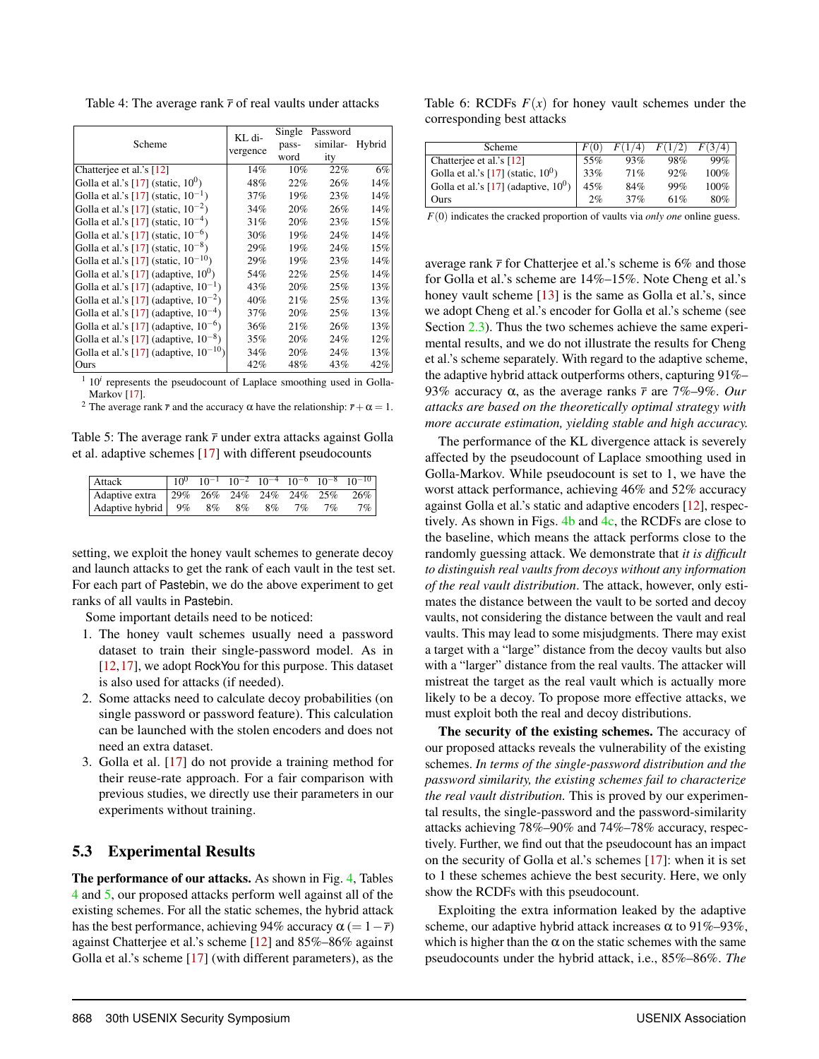Table 4: The average rank $\bar{r}$ of real vaults under attacks

| Scheme | KL divergence | Single password | Password similarity | Hybrid |
|---|---|---|---|---|
| Chatterjee et al.'s [12] | 14% | 10% | 22% | 6% |
| Golla et al.'s [17] (static, $10^0$) | 48% | 22% | 26% | 14% |
| Golla et al.'s [17] (static, $10^{-1}$) | 37% | 19% | 23% | 14% |
| Golla et al.'s [17] (static, $10^{-2}$) | 34% | 20% | 26% | 14% |
| Golla et al.'s [17] (static, $10^{-4}$) | 31% | 20% | 23% | 15% |
| Golla et al.'s [17] (static, $10^{-6}$) | 30% | 19% | 24% | 14% |
| Golla et al.'s [17] (static, $10^{-8}$) | 29% | 19% | 24% | 15% |
| Golla et al.'s [17] (static, $10^{-10}$) | 29% | 19% | 23% | 14% |
| Golla et al.'s [17] (adaptive, $10^0$) | 54% | 22% | 25% | 14% |
| Golla et al.'s [17] (adaptive, $10^{-1}$) | 43% | 20% | 25% | 13% |
| Golla et al.'s [17] (adaptive, $10^{-2}$) | 40% | 21% | 25% | 13% |
| Golla et al.'s [17] (adaptive, $10^{-4}$) | 37% | 20% | 25% | 13% |
| Golla et al.'s [17] (adaptive, $10^{-6}$) | 36% | 21% | 26% | 13% |
| Golla et al.'s [17] (adaptive, $10^{-8}$) | 35% | 20% | 24% | 12% |
| Golla et al.'s [17] (adaptive, $10^{-10}$) | 34% | 20% | 24% | 13% |
| Ours | 42% | 48% | 43% | 42% |

[1] $10^i$ represents the pseudocount of Laplace smoothing used in Golla-Markov [17].

[2] The average rank $\bar{r}$ and the accuracy $\alpha$ have the relationship: $\bar{r} + \alpha = 1$.

Table 5: The average rank $\bar{r}$ under extra attacks against Golla et al. adaptive schemes [17] with different pseudocounts

| Attack | $10^0$ | $10^{-1}$ | $10^{-2}$ | $10^{-4}$ | $10^{-6}$ | $10^{-8}$ | $10^{-10}$ |
|---|---|---|---|---|---|---|---|
| Adaptive extra | 29% | 26% | 24% | 24% | 24% | 25% | 26% |
| Adaptive hybrid | 9% | 8% | 8% | 8% | 7% | 7% | 7% |

setting, we exploit the honey vault schemes to generate decoy and launch attacks to get the rank of each vault in the test set. For each part of Pastebin, we do the above experiment to get ranks of all vaults in Pastebin.

Some important details need to be noticed:

1. The honey vault schemes usually need a password dataset to train their single-password model. As in [12,17], we adopt RockYou for this purpose. This dataset is also used for attacks (if needed).
2. Some attacks need to calculate decoy probabilities (on single password or password feature). This calculation can be launched with the stolen encoders and does not need an extra dataset.
3. Golla et al. [17] do not provide a training method for their reuse-rate approach. For a fair comparison with previous studies, we directly use their parameters in our experiments without training.

## 5.3 Experimental Results

**The performance of our attacks.** As shown in Fig. 4, Tables 4 and 5, our proposed attacks perform well against all of the existing schemes. For all the static schemes, the hybrid attack has the best performance, achieving 94% accuracy $\alpha\ (= 1 - \bar{r})$ against Chatterjee et al.'s scheme [12] and 85%–86% against Golla et al.'s scheme [17] (with different parameters), as the average rank $\bar{r}$ for Chatterjee et al.'s scheme is 6% and those for Golla et al.'s scheme are 14%–15%. Note Cheng et al.'s honey vault scheme [13] is the same as Golla et al.'s, since we adopt Cheng et al.'s encoder for Golla et al.'s scheme (see Section 2.3). Thus the two schemes achieve the same experimental results, and we do not illustrate the results for Cheng et al.'s scheme separately. With regard to the adaptive scheme, the adaptive hybrid attack outperforms others, capturing 91%–93% accuracy $\alpha$, as the average ranks $\bar{r}$ are 7%–9%. *Our attacks are based on the theoretically optimal strategy with more accurate estimation, yielding stable and high accuracy.*

Table 6: RCDFs $F(x)$ for honey vault schemes under the corresponding best attacks

| Scheme | $F(0)$ | $F(1/4)$ | $F(1/2)$ | $F(3/4)$ |
|---|---|---|---|---|
| Chatterjee et al.'s [12] | 55% | 93% | 98% | 99% |
| Golla et al.'s [17] (static, $10^0$) | 33% | 71% | 92% | 100% |
| Golla et al.'s [17] (adaptive, $10^0$) | 45% | 84% | 99% | 100% |
| Ours | 2% | 37% | 61% | 80% |

$F(0)$ indicates the cracked proportion of vaults via *only one* online guess.

The performance of the KL divergence attack is severely affected by the pseudocount of Laplace smoothing used in Golla-Markov. While pseudocount is set to 1, we have the worst attack performance, achieving 46% and 52% accuracy against Golla et al.'s static and adaptive encoders [12], respectively. As shown in Figs. 4b and 4c, the RCDFs are close to the baseline, which means the attack performs close to the randomly guessing attack. We demonstrate that *it is difficult to distinguish real vaults from decoys without any information of the real vault distribution*. The attack, however, only estimates the distance between the vault to be sorted and decoy vaults, not considering the distance between the vault and real vaults. This may lead to some misjudgments. There may exist a target with a "large" distance from the decoy vaults but also with a "larger" distance from the real vaults. The attacker will mistreat the target as the real vault which is actually more likely to be a decoy. To propose more effective attacks, we must exploit both the real and decoy distributions.

**The security of the existing schemes.** The accuracy of our proposed attacks reveals the vulnerability of the existing schemes. *In terms of the single-password distribution and the password similarity, the existing schemes fail to characterize the real vault distribution.* This is proved by our experimental results, the single-password and the password-similarity attacks achieving 78%–90% and 74%–78% accuracy, respectively. Further, we find out that the pseudocount has an impact on the security of Golla et al.'s schemes [17]: when it is set to 1 these schemes achieve the best security. Here, we only show the RCDFs with this pseudocount.

Exploiting the extra information leaked by the adaptive scheme, our adaptive hybrid attack increases $\alpha$ to 91%–93%, which is higher than the $\alpha$ on the static schemes with the same pseudocounts under the hybrid attack, i.e., 85%–86%. *The*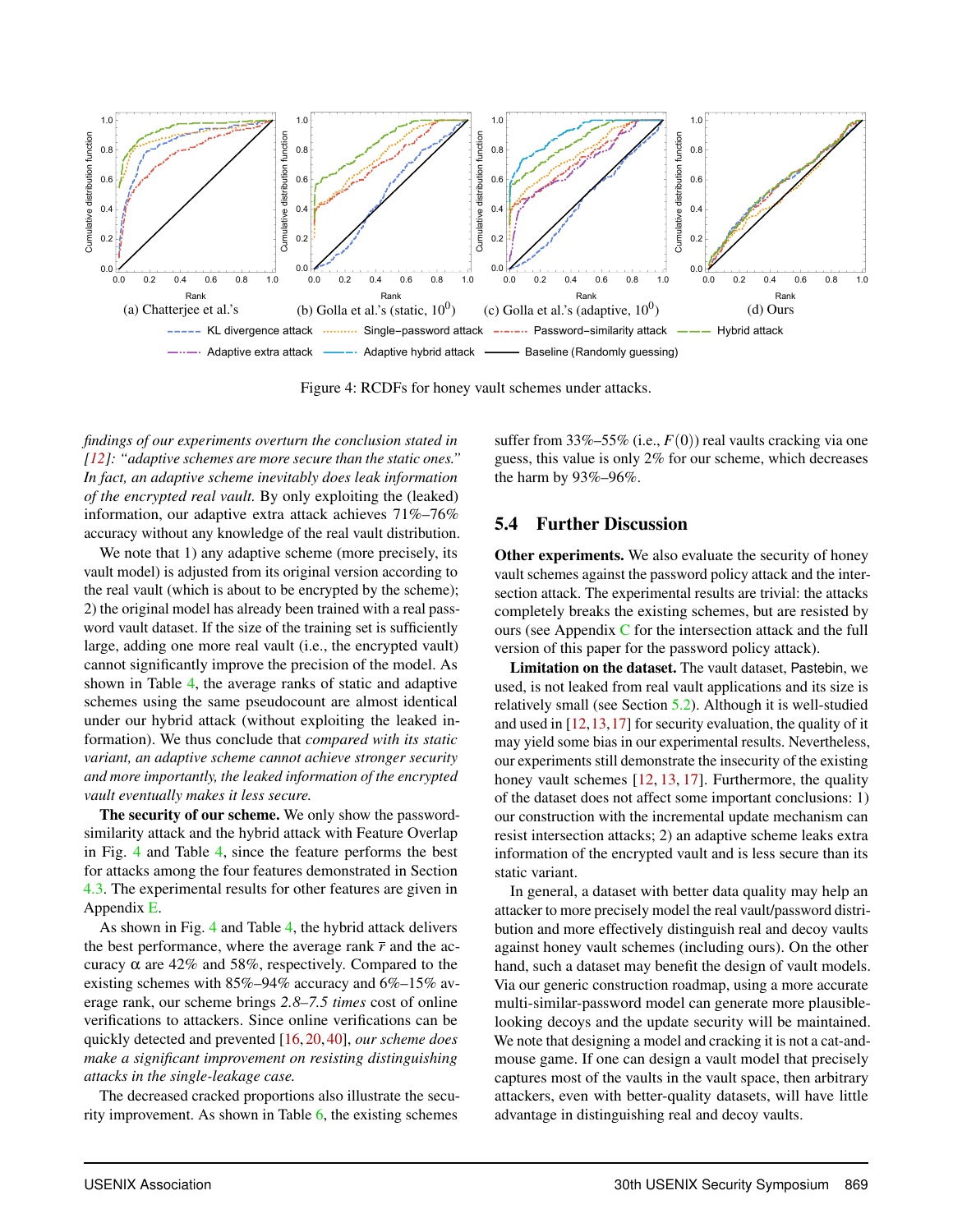(a) Chatterjee et al.'s (b) Golla et al.'s (static, $10^0$) (c) Golla et al.'s (adaptive, $10^0$) (d) Ours

Figure 4: RCDFs for honey vault schemes under attacks.

*findings of our experiments overturn the conclusion stated in [12]: "adaptive schemes are more secure than the static ones." In fact, an adaptive scheme inevitably does leak information of the encrypted real vault.* By only exploiting the (leaked) information, our adaptive extra attack achieves 71%–76% accuracy without any knowledge of the real vault distribution.

We note that 1) any adaptive scheme (more precisely, its vault model) is adjusted from its original version according to the real vault (which is about to be encrypted by the scheme); 2) the original model has already been trained with a real password vault dataset. If the size of the training set is sufficiently large, adding one more real vault (i.e., the encrypted vault) cannot significantly improve the precision of the model. As shown in Table 4, the average ranks of static and adaptive schemes using the same pseudocount are almost identical under our hybrid attack (without exploiting the leaked information). We thus conclude that *compared with its static variant, an adaptive scheme cannot achieve stronger security and more importantly, the leaked information of the encrypted vault eventually makes it less secure.*

**The security of our scheme.** We only show the password-similarity attack and the hybrid attack with Feature Overlap in Fig. 4 and Table 4, since the feature performs the best for attacks among the four features demonstrated in Section 4.3. The experimental results for other features are given in Appendix E.

As shown in Fig. 4 and Table 4, the hybrid attack delivers the best performance, where the average rank $\bar{r}$ and the accuracy $\alpha$ are 42% and 58%, respectively. Compared to the existing schemes with 85%–94% accuracy and 6%–15% average rank, our scheme brings *2.8–7.5 times* cost of online verifications to attackers. Since online verifications can be quickly detected and prevented [16, 20, 40], *our scheme does make a significant improvement on resisting distinguishing attacks in the single-leakage case.*

The decreased cracked proportions also illustrate the security improvement. As shown in Table 6, the existing schemes suffer from 33%–55% (i.e., $F(0)$) real vaults cracking via one guess, this value is only 2% for our scheme, which decreases the harm by 93%–96%.

## 5.4 Further Discussion

**Other experiments.** We also evaluate the security of honey vault schemes against the password policy attack and the intersection attack. The experimental results are trivial: the attacks completely breaks the existing schemes, but are resisted by ours (see Appendix C for the intersection attack and the full version of this paper for the password policy attack).

**Limitation on the dataset.** The vault dataset, Pastebin, we used, is not leaked from real vault applications and its size is relatively small (see Section 5.2). Although it is well-studied and used in [12, 13, 17] for security evaluation, the quality of it may yield some bias in our experimental results. Nevertheless, our experiments still demonstrate the insecurity of the existing honey vault schemes [12, 13, 17]. Furthermore, the quality of the dataset does not affect some important conclusions: 1) our construction with the incremental update mechanism can resist intersection attacks; 2) an adaptive scheme leaks extra information of the encrypted vault and is less secure than its static variant.

In general, a dataset with better data quality may help an attacker to more precisely model the real vault/password distribution and more effectively distinguish real and decoy vaults against honey vault schemes (including ours). On the other hand, such a dataset may benefit the design of vault models. Via our generic construction roadmap, using a more accurate multi-similar-password model can generate more plausible-looking decoys and the update security will be maintained. We note that designing a model and cracking it is not a cat-and-mouse game. If one can design a vault model that precisely captures most of the vaults in the vault space, then arbitrary attackers, even with better-quality datasets, will have little advantage in distinguishing real and decoy vaults.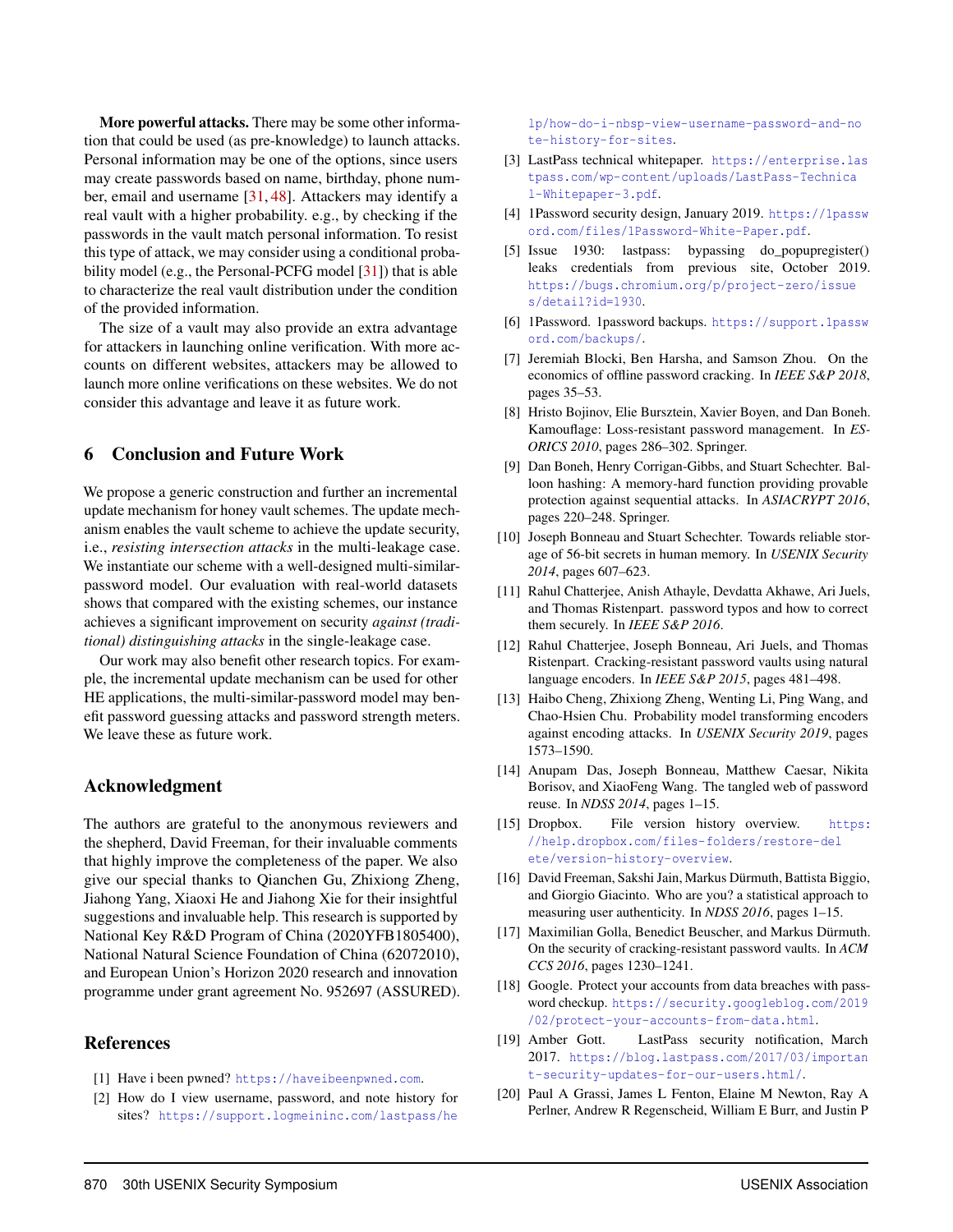**More powerful attacks.** There may be some other information that could be used (as pre-knowledge) to launch attacks. Personal information may be one of the options, since users may create passwords based on name, birthday, phone number, email and username [31, 48]. Attackers may identify a real vault with a higher probability. e.g., by checking if the passwords in the vault match personal information. To resist this type of attack, we may consider using a conditional probability model (e.g., the Personal-PCFG model [31]) that is able to characterize the real vault distribution under the condition of the provided information.

The size of a vault may also provide an extra advantage for attackers in launching online verification. With more accounts on different websites, attackers may be allowed to launch more online verifications on these websites. We do not consider this advantage and leave it as future work.

## 6 Conclusion and Future Work

We propose a generic construction and further an incremental update mechanism for honey vault schemes. The update mechanism enables the vault scheme to achieve the update security, i.e., *resisting intersection attacks* in the multi-leakage case. We instantiate our scheme with a well-designed multi-similar-password model. Our evaluation with real-world datasets shows that compared with the existing schemes, our instance achieves a significant improvement on security *against (traditional) distinguishing attacks* in the single-leakage case.

Our work may also benefit other research topics. For example, the incremental update mechanism can be used for other HE applications, the multi-similar-password model may benefit password guessing attacks and password strength meters. We leave these as future work.

## Acknowledgment

The authors are grateful to the anonymous reviewers and the shepherd, David Freeman, for their invaluable comments that highly improve the completeness of the paper. We also give our special thanks to Qianchen Gu, Zhixiong Zheng, Jiahong Yang, Xiaoxi He and Jiahong Xie for their insightful suggestions and invaluable help. This research is supported by National Key R&D Program of China (2020YFB1805400), National Natural Science Foundation of China (62072010), and European Union's Horizon 2020 research and innovation programme under grant agreement No. 952697 (ASSURED).

## References

[1] Have i been pwned? https://haveibeenpwned.com.

[2] How do I view username, password, and note history for sites? https://support.logmeininc.com/lastpass/help/how-do-i-nbsp-view-username-password-and-note-history-for-sites.

[3] LastPass technical whitepaper. https://enterprise.lastpass.com/wp-content/uploads/LastPass-Technical-Whitepaper-3.pdf.

[4] 1Password security design, January 2019. https://1password.com/files/1Password-White-Paper.pdf.

[5] Issue 1930: lastpass: bypassing do_popupregister() leaks credentials from previous site, October 2019. https://bugs.chromium.org/p/project-zero/issues/detail?id=1930.

[6] 1Password. 1password backups. https://support.1password.com/backups/.

[7] Jeremiah Blocki, Ben Harsha, and Samson Zhou. On the economics of offline password cracking. In *IEEE S&P 2018*, pages 35–53.

[8] Hristo Bojinov, Elie Bursztein, Xavier Boyen, and Dan Boneh. Kamouflage: Loss-resistant password management. In *ESORICS 2010*, pages 286–302. Springer.

[9] Dan Boneh, Henry Corrigan-Gibbs, and Stuart Schechter. Balloon hashing: A memory-hard function providing provable protection against sequential attacks. In *ASIACRYPT 2016*, pages 220–248. Springer.

[10] Joseph Bonneau and Stuart Schechter. Towards reliable storage of 56-bit secrets in human memory. In *USENIX Security 2014*, pages 607–623.

[11] Rahul Chatterjee, Anish Athayle, Devdatta Akhawe, Ari Juels, and Thomas Ristenpart. password typos and how to correct them securely. In *IEEE S&P 2016*.

[12] Rahul Chatterjee, Joseph Bonneau, Ari Juels, and Thomas Ristenpart. Cracking-resistant password vaults using natural language encoders. In *IEEE S&P 2015*, pages 481–498.

[13] Haibo Cheng, Zhixiong Zheng, Wenting Li, Ping Wang, and Chao-Hsien Chu. Probability model transforming encoders against encoding attacks. In *USENIX Security 2019*, pages 1573–1590.

[14] Anupam Das, Joseph Bonneau, Matthew Caesar, Nikita Borisov, and XiaoFeng Wang. The tangled web of password reuse. In *NDSS 2014*, pages 1–15.

[15] Dropbox. File version history overview. https://help.dropbox.com/files-folders/restore-delete/version-history-overview.

[16] David Freeman, Sakshi Jain, Markus Dürmuth, Battista Biggio, and Giorgio Giacinto. Who are you? a statistical approach to measuring user authenticity. In *NDSS 2016*, pages 1–15.

[17] Maximilian Golla, Benedict Beuscher, and Markus Dürmuth. On the security of cracking-resistant password vaults. In *ACM CCS 2016*, pages 1230–1241.

[18] Google. Protect your accounts from data breaches with password checkup. https://security.googleblog.com/2019/02/protect-your-accounts-from-data.html.

[19] Amber Gott. LastPass security notification, March 2017. https://blog.lastpass.com/2017/03/important-security-updates-for-our-users.html/.

[20] Paul A Grassi, James L Fenton, Elaine M Newton, Ray A Perlner, Andrew R Regenscheid, William E Burr, and Justin P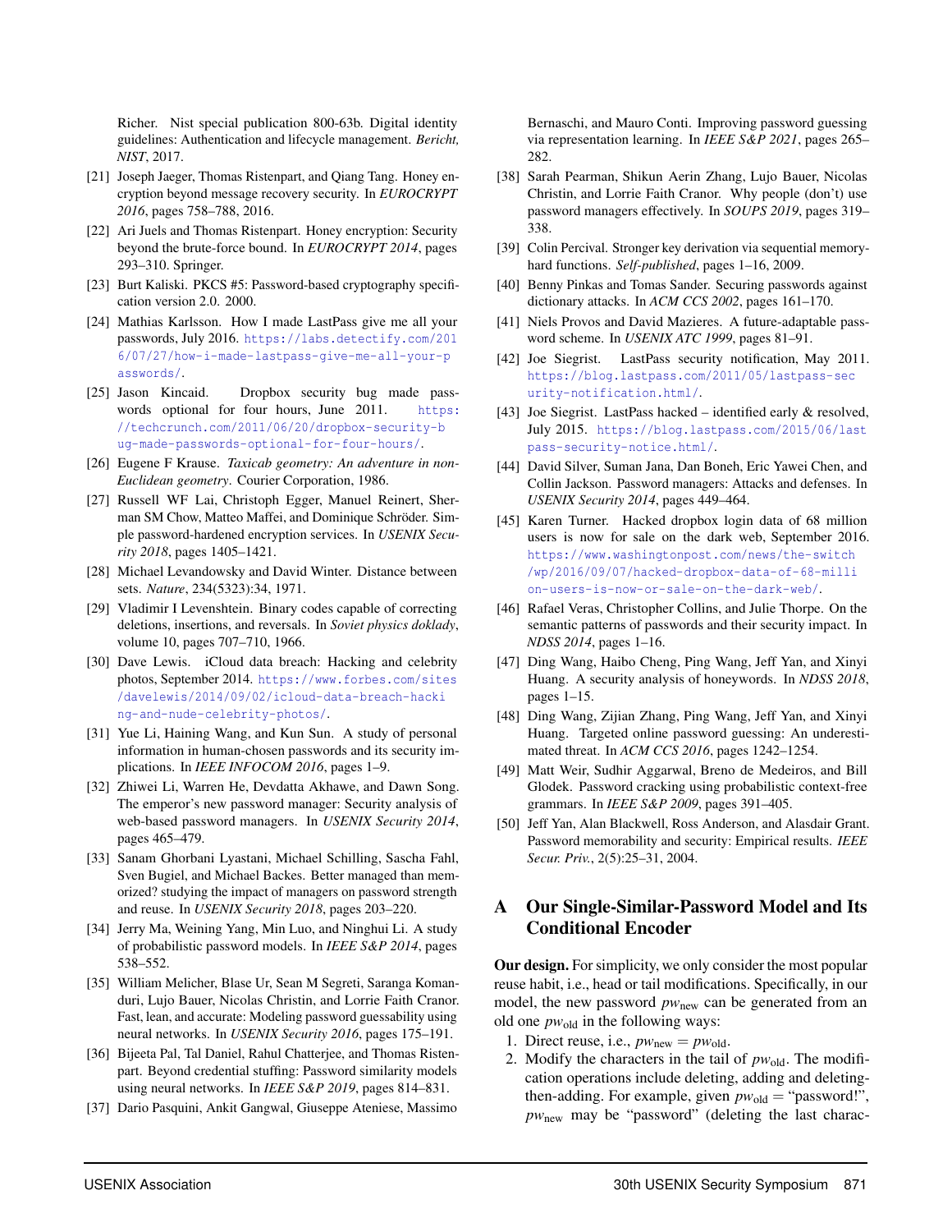Richer. Nist special publication 800-63b. Digital identity guidelines: Authentication and lifecycle management. *Bericht, NIST*, 2017.

[21] Joseph Jaeger, Thomas Ristenpart, and Qiang Tang. Honey encryption beyond message recovery security. In *EUROCRYPT 2016*, pages 758–788, 2016.

[22] Ari Juels and Thomas Ristenpart. Honey encryption: Security beyond the brute-force bound. In *EUROCRYPT 2014*, pages 293–310. Springer.

[23] Burt Kaliski. PKCS #5: Password-based cryptography specification version 2.0. 2000.

[24] Mathias Karlsson. How I made LastPass give me all your passwords, July 2016. https://labs.detectify.com/2016/07/27/how-i-made-lastpass-give-me-all-your-passwords/.

[25] Jason Kincaid. Dropbox security bug made passwords optional for four hours, June 2011. https://techcrunch.com/2011/06/20/dropbox-security-bug-made-passwords-optional-for-four-hours/.

[26] Eugene F Krause. *Taxicab geometry: An adventure in non-Euclidean geometry*. Courier Corporation, 1986.

[27] Russell WF Lai, Christoph Egger, Manuel Reinert, Sherman SM Chow, Matteo Maffei, and Dominique Schröder. Simple password-hardened encryption services. In *USENIX Security 2018*, pages 1405–1421.

[28] Michael Levandowsky and David Winter. Distance between sets. *Nature*, 234(5323):34, 1971.

[29] Vladimir I Levenshtein. Binary codes capable of correcting deletions, insertions, and reversals. In *Soviet physics doklady*, volume 10, pages 707–710, 1966.

[30] Dave Lewis. iCloud data breach: Hacking and celebrity photos, September 2014. https://www.forbes.com/sites/davelewis/2014/09/02/icloud-data-breach-hacking-and-nude-celebrity-photos/.

[31] Yue Li, Haining Wang, and Kun Sun. A study of personal information in human-chosen passwords and its security implications. In *IEEE INFOCOM 2016*, pages 1–9.

[32] Zhiwei Li, Warren He, Devdatta Akhawe, and Dawn Song. The emperor's new password manager: Security analysis of web-based password managers. In *USENIX Security 2014*, pages 465–479.

[33] Sanam Ghorbani Lyastani, Michael Schilling, Sascha Fahl, Sven Bugiel, and Michael Backes. Better managed than memorized? studying the impact of managers on password strength and reuse. In *USENIX Security 2018*, pages 203–220.

[34] Jerry Ma, Weining Yang, Min Luo, and Ninghui Li. A study of probabilistic password models. In *IEEE S&P 2014*, pages 538–552.

[35] William Melicher, Blase Ur, Sean M Segreti, Saranga Komanduri, Lujo Bauer, Nicolas Christin, and Lorrie Faith Cranor. Fast, lean, and accurate: Modeling password guessability using neural networks. In *USENIX Security 2016*, pages 175–191.

[36] Bijeeta Pal, Tal Daniel, Rahul Chatterjee, and Thomas Ristenpart. Beyond credential stuffing: Password similarity models using neural networks. In *IEEE S&P 2019*, pages 814–831.

[37] Dario Pasquini, Ankit Gangwal, Giuseppe Ateniese, Massimo Bernaschi, and Mauro Conti. Improving password guessing via representation learning. In *IEEE S&P 2021*, pages 265–282.

[38] Sarah Pearman, Shikun Aerin Zhang, Lujo Bauer, Nicolas Christin, and Lorrie Faith Cranor. Why people (don't) use password managers effectively. In *SOUPS 2019*, pages 319–338.

[39] Colin Percival. Stronger key derivation via sequential memory-hard functions. *Self-published*, pages 1–16, 2009.

[40] Benny Pinkas and Tomas Sander. Securing passwords against dictionary attacks. In *ACM CCS 2002*, pages 161–170.

[41] Niels Provos and David Mazieres. A future-adaptable password scheme. In *USENIX ATC 1999*, pages 81–91.

[42] Joe Siegrist. LastPass security notification, May 2011. https://blog.lastpass.com/2011/05/lastpass-security-notification.html/.

[43] Joe Siegrist. LastPass hacked – identified early & resolved, July 2015. https://blog.lastpass.com/2015/06/lastpass-security-notice.html/.

[44] David Silver, Suman Jana, Dan Boneh, Eric Yawei Chen, and Collin Jackson. Password managers: Attacks and defenses. In *USENIX Security 2014*, pages 449–464.

[45] Karen Turner. Hacked dropbox login data of 68 million users is now for sale on the dark web, September 2016. https://www.washingtonpost.com/news/the-switch/wp/2016/09/07/hacked-dropbox-data-of-68-million-users-is-now-or-sale-on-the-dark-web/.

[46] Rafael Veras, Christopher Collins, and Julie Thorpe. On the semantic patterns of passwords and their security impact. In *NDSS 2014*, pages 1–16.

[47] Ding Wang, Haibo Cheng, Ping Wang, Jeff Yan, and Xinyi Huang. A security analysis of honeywords. In *NDSS 2018*, pages 1–15.

[48] Ding Wang, Zijian Zhang, Ping Wang, Jeff Yan, and Xinyi Huang. Targeted online password guessing: An underestimated threat. In *ACM CCS 2016*, pages 1242–1254.

[49] Matt Weir, Sudhir Aggarwal, Breno de Medeiros, and Bill Glodek. Password cracking using probabilistic context-free grammars. In *IEEE S&P 2009*, pages 391–405.

[50] Jeff Yan, Alan Blackwell, Ross Anderson, and Alasdair Grant. Password memorability and security: Empirical results. *IEEE Secur. Priv.*, 2(5):25–31, 2004.

# A Our Single-Similar-Password Model and Its Conditional Encoder

**Our design.** For simplicity, we only consider the most popular reuse habit, i.e., head or tail modifications. Specifically, in our model, the new password $pw_{\text{new}}$ can be generated from an old one $pw_{\text{old}}$ in the following ways:

1. Direct reuse, i.e., $pw_{\text{new}} = pw_{\text{old}}$.
2. Modify the characters in the tail of $pw_{\text{old}}$. The modification operations include deleting, adding and deleting-then-adding. For example, given $pw_{\text{old}}$ = "password!", $pw_{\text{new}}$ may be "password" (deleting the last charac-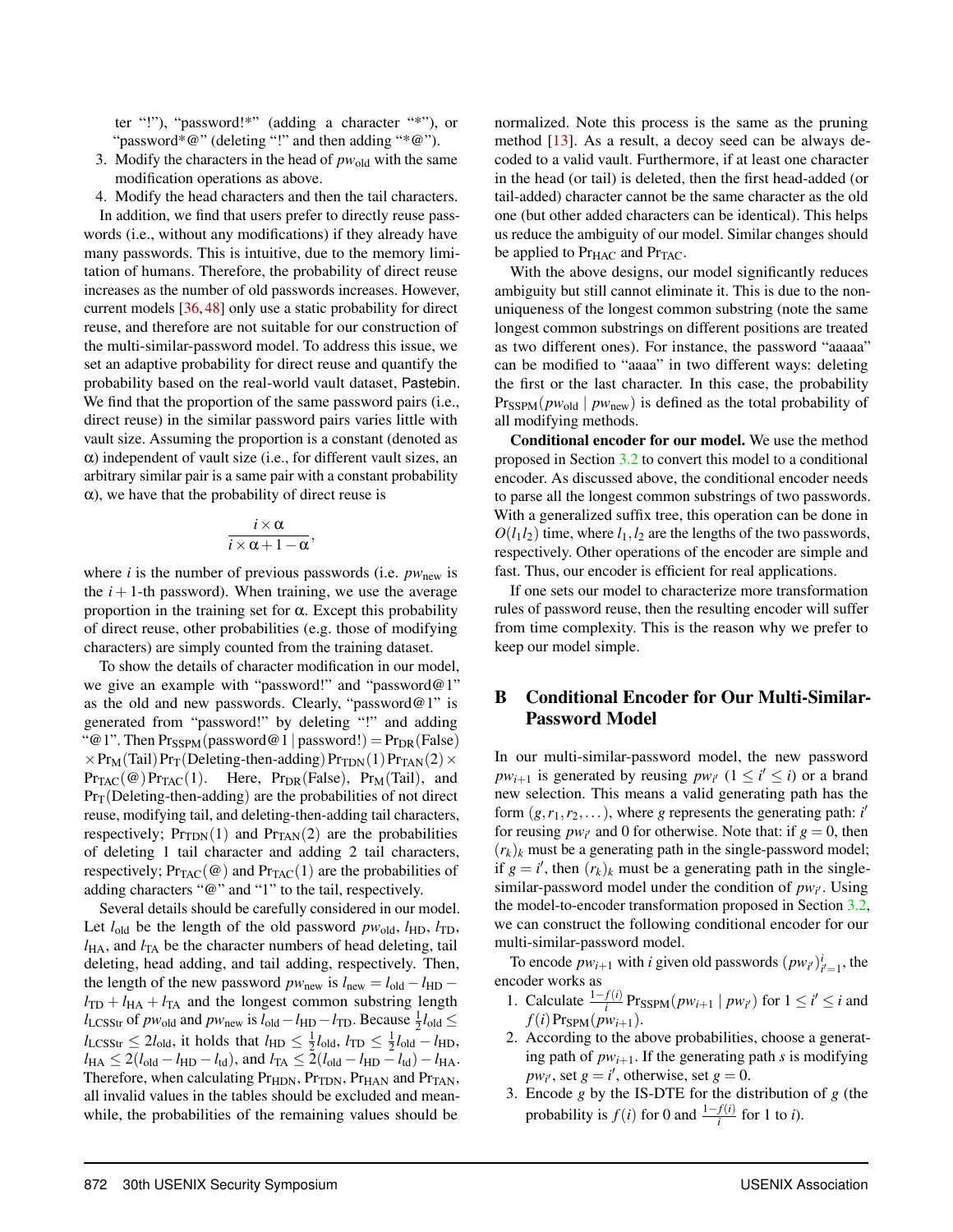ter "!"), "password!*" (adding a character "*"), or "password*@" (deleting "!" and then adding "*@").

3. Modify the characters in the head of $pw_{\text{old}}$ with the same modification operations as above.
4. Modify the head characters and then the tail characters.

In addition, we find that users prefer to directly reuse passwords (i.e., without any modifications) if they already have many passwords. This is intuitive, due to the memory limitation of humans. Therefore, the probability of direct reuse increases as the number of old passwords increases. However, current models [36, 48] only use a static probability for direct reuse, and therefore are not suitable for our construction of the multi-similar-password model. To address this issue, we set an adaptive probability for direct reuse and quantify the probability based on the real-world vault dataset, Pastebin. We find that the proportion of the same password pairs (i.e., direct reuse) in the similar password pairs varies little with vault size. Assuming the proportion is a constant (denoted as $\alpha$) independent of vault size (i.e., for different vault sizes, an arbitrary similar pair is a same pair with a constant probability $\alpha$), we have that the probability of direct reuse is

$$\frac{i \times \alpha}{i \times \alpha + 1 - \alpha},$$

where $i$ is the number of previous passwords (i.e. $pw_{\text{new}}$ is the $i+1$-th password). When training, we use the average proportion in the training set for $\alpha$. Except this probability of direct reuse, other probabilities (e.g. those of modifying characters) are simply counted from the training dataset.

To show the details of character modification in our model, we give an example with "password!" and "password@1" as the old and new passwords. Clearly, "password@1" is generated from "password!" by deleting "!" and adding "@1". Then $\Pr_{\text{SSPM}}(\text{password@1} \mid \text{password!}) = \Pr_{\text{DR}}(\text{False}) \times \Pr_{\text{M}}(\text{Tail}) \Pr_{\text{T}}(\text{Deleting-then-adding}) \Pr_{\text{TDN}}(1) \Pr_{\text{TAN}}(2) \times \Pr_{\text{TAC}}(@) \Pr_{\text{TAC}}(1)$. Here, $\Pr_{\text{DR}}(\text{False})$, $\Pr_{\text{M}}(\text{Tail})$, and $\Pr_{\text{T}}(\text{Deleting-then-adding})$ are the probabilities of not direct reuse, modifying tail, and deleting-then-adding tail characters, respectively; $\Pr_{\text{TDN}}(1)$ and $\Pr_{\text{TAN}}(2)$ are the probabilities of deleting 1 tail character and adding 2 tail characters, respectively; $\Pr_{\text{TAC}}(@)$ and $\Pr_{\text{TAC}}(1)$ are the probabilities of adding characters "@" and "1" to the tail, respectively.

Several details should be carefully considered in our model. Let $l_{\text{old}}$ be the length of the old password $pw_{\text{old}}$, $l_{\text{HD}}$, $l_{\text{TD}}$, $l_{\text{HA}}$, and $l_{\text{TA}}$ be the character numbers of head deleting, tail deleting, head adding, and tail adding, respectively. Then, the length of the new password $pw_{\text{new}}$ is $l_{\text{new}} = l_{\text{old}} - l_{\text{HD}} - l_{\text{TD}} + l_{\text{HA}} + l_{\text{TA}}$ and the longest common substring length $l_{\text{LCSStr}}$ of $pw_{\text{old}}$ and $pw_{\text{new}}$ is $l_{\text{old}} - l_{\text{HD}} - l_{\text{TD}}$. Because $\frac{1}{2}l_{\text{old}} \leq l_{\text{LCSStr}} \leq 2l_{\text{old}}$, it holds that $l_{\text{HD}} \leq \frac{1}{2}l_{\text{old}}$, $l_{\text{TD}} \leq \frac{1}{2}l_{\text{old}} - l_{\text{HD}}$, $l_{\text{HA}} \leq 2(l_{\text{old}} - l_{\text{HD}} - l_{\text{td}})$, and $l_{\text{TA}} \leq 2(l_{\text{old}} - l_{\text{HD}} - l_{\text{td}}) - l_{\text{HA}}$. Therefore, when calculating $\Pr_{\text{HDN}}$, $\Pr_{\text{TDN}}$, $\Pr_{\text{HAN}}$ and $\Pr_{\text{TAN}}$, all invalid values in the tables should be excluded and meanwhile, the probabilities of the remaining values should be normalized. Note this process is the same as the pruning method [13]. As a result, a decoy seed can be always decoded to a valid vault. Furthermore, if at least one character in the head (or tail) is deleted, then the first head-added (or tail-added) character cannot be the same character as the old one (but other added characters can be identical). This helps us reduce the ambiguity of our model. Similar changes should be applied to $\Pr_{\text{HAC}}$ and $\Pr_{\text{TAC}}$.

With the above designs, our model significantly reduces ambiguity but still cannot eliminate it. This is due to the non-uniqueness of the longest common substring (note the same longest common substrings on different positions are treated as two different ones). For instance, the password "aaaaa" can be modified to "aaaa" in two different ways: deleting the first or the last character. In this case, the probability $\Pr_{\text{SSPM}}(pw_{\text{old}} \mid pw_{\text{new}})$ is defined as the total probability of all modifying methods.

**Conditional encoder for our model.** We use the method proposed in Section 3.2 to convert this model to a conditional encoder. As discussed above, the conditional encoder needs to parse all the longest common substrings of two passwords. With a generalized suffix tree, this operation can be done in $O(l_1 l_2)$ time, where $l_1, l_2$ are the lengths of the two passwords, respectively. Other operations of the encoder are simple and fast. Thus, our encoder is efficient for real applications.

If one sets our model to characterize more transformation rules of password reuse, then the resulting encoder will suffer from time complexity. This is the reason why we prefer to keep our model simple.

## B Conditional Encoder for Our Multi-Similar-Password Model

In our multi-similar-password model, the new password $pw_{i+1}$ is generated by reusing $pw_{i'}$ ($1 \leq i' \leq i$) or a brand new selection. This means a valid generating path has the form $(g, r_1, r_2, \dots)$, where $g$ represents the generating path: $i'$ for reusing $pw_{i'}$ and 0 for otherwise. Note that: if $g = 0$, then $(r_k)_k$ must be a generating path in the single-password model; if $g = i'$, then $(r_k)_k$ must be a generating path in the single-similar-password model under the condition of $pw_{i'}$. Using the model-to-encoder transformation proposed in Section 3.2, we can construct the following conditional encoder for our multi-similar-password model.

To encode $pw_{i+1}$ with $i$ given old passwords $(pw_{i'})_{i'=1}^{i}$, the encoder works as

1. Calculate $\frac{1-f(i)}{i} \Pr_{\text{SSPM}}(pw_{i+1} \mid pw_{i'})$ for $1 \leq i' \leq i$ and $f(i) \Pr_{\text{SPM}}(pw_{i+1})$.
2. According to the above probabilities, choose a generating path of $pw_{i+1}$. If the generating path $s$ is modifying $pw_{i'}$, set $g = i'$, otherwise, set $g = 0$.
3. Encode $g$ by the IS-DTE for the distribution of $g$ (the probability is $f(i)$ for 0 and $\frac{1-f(i)}{i}$ for 1 to $i$).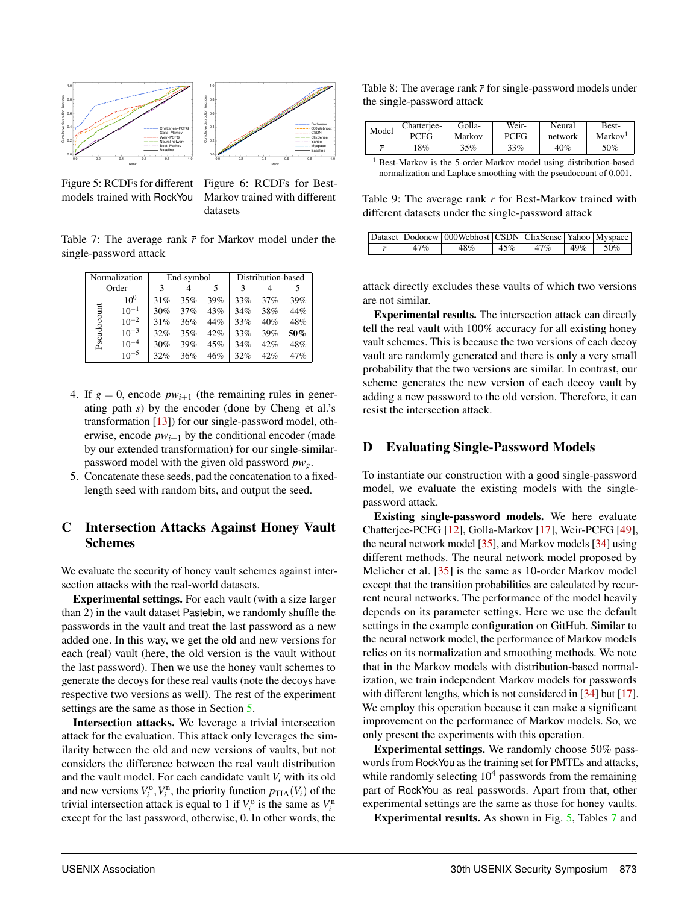Figure 5: RCDFs for different models trained with RockYou

Figure 6: RCDFs for Best-Markov trained with different datasets

Table 7: The average rank $\bar{r}$ for Markov model under the single-password attack

| Normalization | | End-symbol | | | Distribution-based | | |
|---|---|---|---|---|---|---|---|
| Order | | 3 | 4 | 5 | 3 | 4 | 5 |
| Pseudocount | $10^0$ | 31% | 35% | 39% | 33% | 37% | 39% |
| | $10^{-1}$ | 30% | 37% | 43% | 34% | 38% | 44% |
| | $10^{-2}$ | 31% | 36% | 44% | 33% | 40% | 48% |
| | $10^{-3}$ | 32% | 35% | 42% | 33% | 39% | **50%** |
| | $10^{-4}$ | 30% | 39% | 45% | 34% | 42% | 48% |
| | $10^{-5}$ | 32% | 36% | 46% | 32% | 42% | 47% |

4. If $g = 0$, encode $pw_{i+1}$ (the remaining rules in generating path $s$) by the encoder (done by Cheng et al.'s transformation [13]) for our single-password model, otherwise, encode $pw_{i+1}$ by the conditional encoder (made by our extended transformation) for our single-similar-password model with the given old password $pw_g$.
5. Concatenate these seeds, pad the concatenation to a fixed-length seed with random bits, and output the seed.

## C Intersection Attacks Against Honey Vault Schemes

We evaluate the security of honey vault schemes against intersection attacks with the real-world datasets.

**Experimental settings.** For each vault (with a size larger than 2) in the vault dataset Pastebin, we randomly shuffle the passwords in the vault and treat the last password as a new added one. In this way, we get the old and new versions for each (real) vault (here, the old version is the vault without the last password). Then we use the honey vault schemes to generate the decoys for these real vaults (note the decoys have respective two versions as well). The rest of the experiment settings are the same as those in Section 5.

**Intersection attacks.** We leverage a trivial intersection attack for the evaluation. This attack only leverages the similarity between the old and new versions of vaults, but not considers the difference between the real vault distribution and the vault model. For each candidate vault $V_i$ with its old and new versions $V_i^{\text{o}}, V_i^{\text{n}}$, the priority function $p_{\text{TIA}}(V_i)$ of the trivial intersection attack is equal to 1 if $V_i^{\text{o}}$ is the same as $V_i^{\text{n}}$ except for the last password, otherwise, 0. In other words, the attack directly excludes these vaults of which two versions are not similar.

**Experimental results.** The intersection attack can directly tell the real vault with 100% accuracy for all existing honey vault schemes. This is because the two versions of each decoy vault are randomly generated and there is only a very small probability that the two versions are similar. In contrast, our scheme generates the new version of each decoy vault by adding a new password to the old version. Therefore, it can resist the intersection attack.

Table 8: The average rank $\bar{r}$ for single-password models under the single-password attack

| Model | Chatterjee-PCFG | Golla-Markov | Weir-PCFG | Neural network | Best-Markov[1] |
|---|---|---|---|---|---|
| $\bar{r}$ | 18% | 35% | 33% | 40% | 50% |

[1] Best-Markov is the 5-order Markov model using distribution-based normalization and Laplace smoothing with the pseudocount of 0.001.

Table 9: The average rank $\bar{r}$ for Best-Markov trained with different datasets under the single-password attack

| Dataset | Dodonew | 000Webhost | CSDN | ClixSense | Yahoo | Myspace |
|---|---|---|---|---|---|---|
| $\bar{r}$ | 47% | 48% | 45% | 47% | 49% | 50% |

## D Evaluating Single-Password Models

To instantiate our construction with a good single-password model, we evaluate the existing models with the single-password attack.

**Existing single-password models.** We here evaluate Chatterjee-PCFG [12], Golla-Markov [17], Weir-PCFG [49], the neural network model [35], and Markov models [34] using different methods. The neural network model proposed by Melicher et al. [35] is the same as 10-order Markov model except that the transition probabilities are calculated by recurrent neural networks. The performance of the model heavily depends on its parameter settings. Here we use the default settings in the example configuration on GitHub. Similar to the neural network model, the performance of Markov models relies on its normalization and smoothing methods. We note that in the Markov models with distribution-based normalization, we train independent Markov models for passwords with different lengths, which is not considered in [34] but [17]. We employ this operation because it can make a significant improvement on the performance of Markov models. So, we only present the experiments with this operation.

**Experimental settings.** We randomly choose 50% passwords from RockYou as the training set for PMTEs and attacks, while randomly selecting $10^4$ passwords from the remaining part of RockYou as real passwords. Apart from that, other experimental settings are the same as those for honey vaults.

**Experimental results.** As shown in Fig. 5, Tables 7 and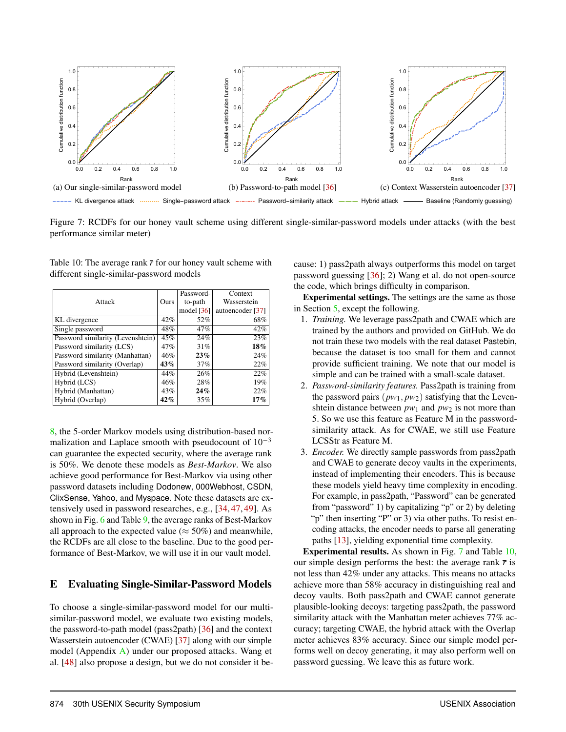1.0
0.8
0.6
0.4
0.2
0.0
Cumulative distribution function
0.0 0.2 0.4 0.6 0.8 1.0
Rank

(a) Our single-similar-password model

1.0
0.8
0.6
0.4
0.2
0.0
Cumulative distribution function
0.0 0.2 0.4 0.6 0.8 1.0
Rank

(b) Password-to-path model [36]

1.0
0.8
0.6
0.4
0.2
0.0
Cumulative distribution function
0.0 0.2 0.4 0.6 0.8 1.0
Rank

(c) Context Wasserstein autoencoder [37]

KL divergence attack · Single–password attack · Password–similarity attack · Hybrid attack · Baseline (Randomly guessing)

Figure 7: RCDFs for our honey vault scheme using different single-similar-password models under attacks (with the best performance similar meter)

Table 10: The average rank $\bar{r}$ for our honey vault scheme with different single-similar-password models

| Attack | Ours | Password-to-path model [36] | Context Wasserstein autoencoder [37] |
|---|---|---|---|
| KL divergence | 42% | 52% | 68% |
| Single password | 48% | 47% | 42% |
| Password similarity (Levenshtein) | 45% | 24% | 23% |
| Password similarity (LCS) | 47% | 31% | **18%** |
| Password similarity (Manhattan) | 46% | **23%** | 24% |
| Password similarity (Overlap) | **43%** | 37% | 22% |
| Hybrid (Levenshtein) | 44% | 26% | 22% |
| Hybrid (LCS) | 46% | 28% | 19% |
| Hybrid (Manhattan) | 43% | **24%** | 22% |
| Hybrid (Overlap) | **42%** | 35% | **17%** |

8, the 5-order Markov models using distribution-based normalization and Laplace smooth with pseudocount of $10^{-3}$ can guarantee the expected security, where the average rank is 50%. We denote these models as *Best-Markov*. We also achieve good performance for Best-Markov via using other password datasets including Dodonew, 000Webhost, CSDN, ClixSense, Yahoo, and Myspace. Note these datasets are extensively used in password researches, e.g., [34, 47, 49]. As shown in Fig. 6 and Table 9, the average ranks of Best-Markov all approach to the expected value ($\approx$ 50%) and meanwhile, the RCDFs are all close to the baseline. Due to the good performance of Best-Markov, we will use it in our vault model.

## E Evaluating Single-Similar-Password Models

To choose a single-similar-password model for our multi-similar-password model, we evaluate two existing models, the password-to-path model (pass2path) [36] and the context Wasserstein autoencoder (CWAE) [37] along with our simple model (Appendix A) under our proposed attacks. Wang et al. [48] also propose a design, but we do not consider it because: 1) pass2path always outperforms this model on target password guessing [36]; 2) Wang et al. do not open-source the code, which brings difficulty in comparison.

**Experimental settings.** The settings are the same as those in Section 5, except the following.

1. *Training.* We leverage pass2path and CWAE which are trained by the authors and provided on GitHub. We do not train these two models with the real dataset Pastebin, because the dataset is too small for them and cannot provide sufficient training. We note that our model is simple and can be trained with a small-scale dataset.
2. *Password-similarity features.* Pass2path is training from the password pairs $(pw_1, pw_2)$ satisfying that the Levenshtein distance between $pw_1$ and $pw_2$ is not more than 5. So we use this feature as Feature M in the password-similarity attack. As for CWAE, we still use Feature LCSStr as Feature M.
3. *Encoder.* We directly sample passwords from pass2path and CWAE to generate decoy vaults in the experiments, instead of implementing their encoders. This is because these models yield heavy time complexity in encoding. For example, in pass2path, "Password" can be generated from "password" 1) by capitalizing "p" or 2) by deleting "p" then inserting "P" or 3) via other paths. To resist encoding attacks, the encoder needs to parse all generating paths [13], yielding exponential time complexity.

**Experimental results.** As shown in Fig. 7 and Table 10, our simple design performs the best: the average rank $\bar{r}$ is not less than 42% under any attacks. This means no attacks achieve more than 58% accuracy in distinguishing real and decoy vaults. Both pass2path and CWAE cannot generate plausible-looking decoys: targeting pass2path, the password similarity attack with the Manhattan meter achieves 77% accuracy; targeting CWAE, the hybrid attack with the Overlap meter achieves 83% accuracy. Since our simple model performs well on decoy generating, it may also perform well on password guessing. We leave this as future work.